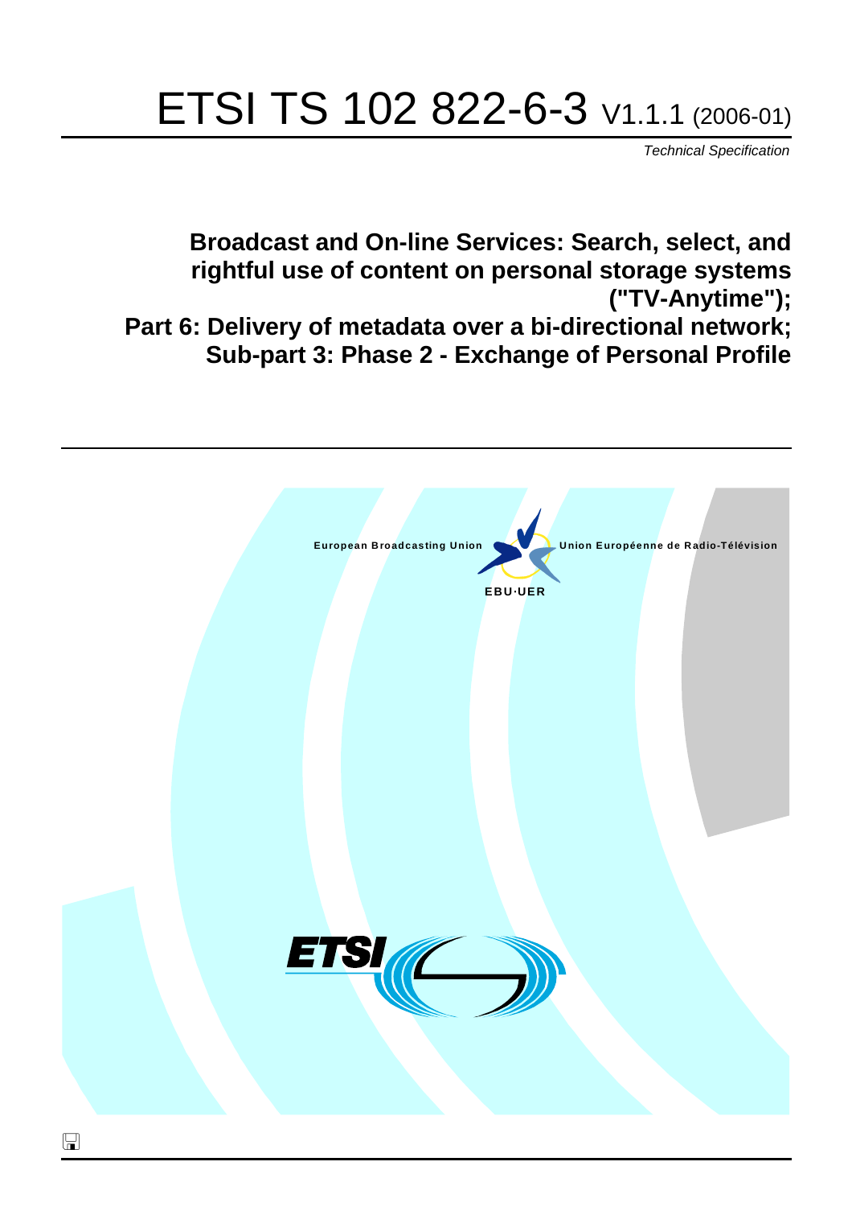# ETSI TS 102 822-6-3 V1.1.1 (2006-01)

*Technical Specification*

**Broadcast and On-line Services: Search, select, and rightful use of content on personal storage systems ("TV-Anytime");**
**Part 6: Delivery of metadata over a bi-directional network;**
**Sub-part 3: Phase 2 - Exchange of Personal Profile**

European Broadcasting Union — Union Européenne de Radio-Télévision

EBU·UER

ETSI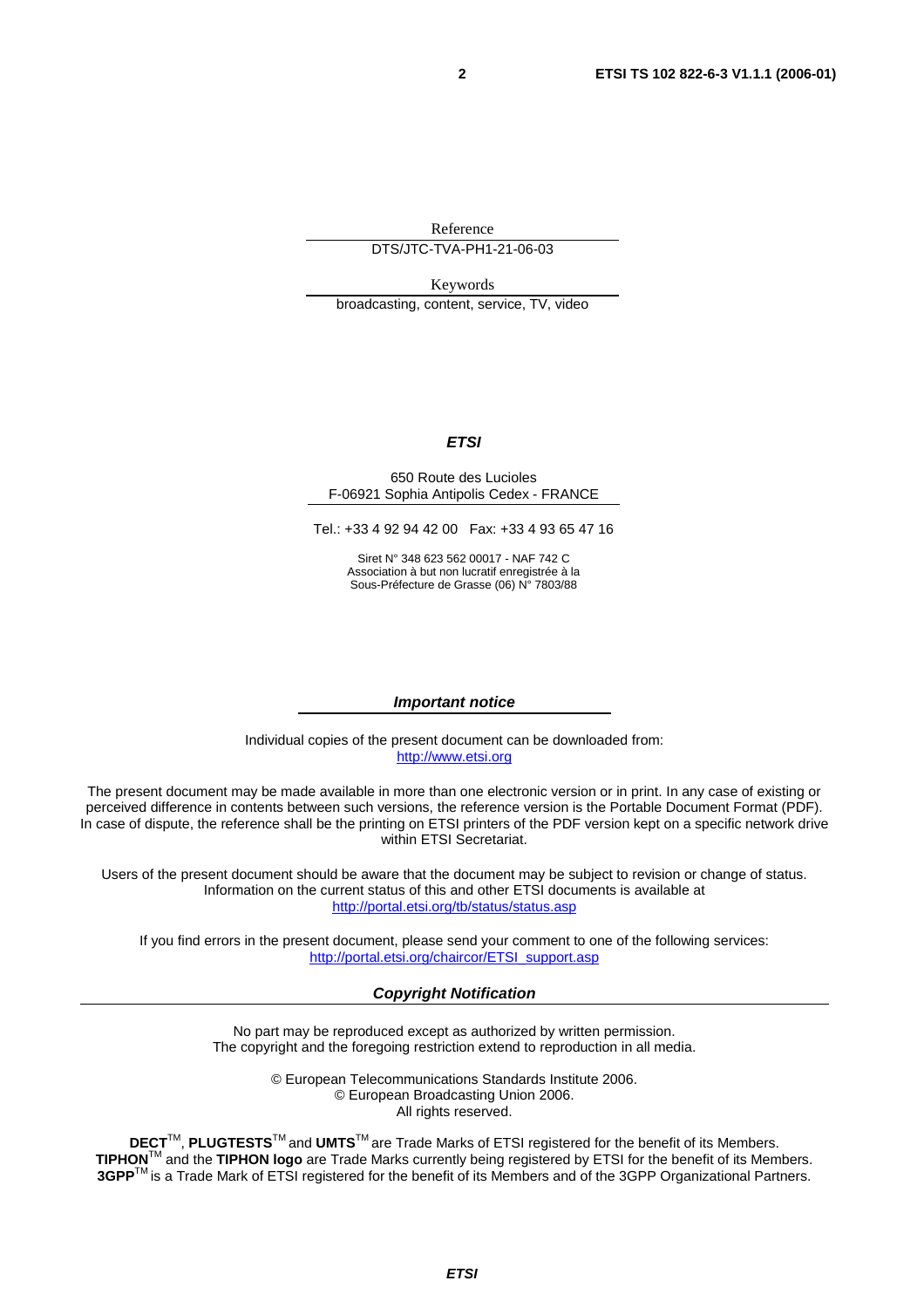Reference

DTS/JTC-TVA-PH1-21-06-03

Keywords

broadcasting, content, service, TV, video

***ETSI***

650 Route des Lucioles
F-06921 Sophia Antipolis Cedex - FRANCE

Tel.: +33 4 92 94 42 00 Fax: +33 4 93 65 47 16

Siret N° 348 623 562 00017 - NAF 742 C
Association à but non lucratif enregistrée à la
Sous-Préfecture de Grasse (06) N° 7803/88

***Important notice***

Individual copies of the present document can be downloaded from:
http://www.etsi.org

The present document may be made available in more than one electronic version or in print. In any case of existing or perceived difference in contents between such versions, the reference version is the Portable Document Format (PDF). In case of dispute, the reference shall be the printing on ETSI printers of the PDF version kept on a specific network drive within ETSI Secretariat.

Users of the present document should be aware that the document may be subject to revision or change of status. Information on the current status of this and other ETSI documents is available at
http://portal.etsi.org/tb/status/status.asp

If you find errors in the present document, please send your comment to one of the following services:
http://portal.etsi.org/chaircor/ETSI_support.asp

***Copyright Notification***

No part may be reproduced except as authorized by written permission.
The copyright and the foregoing restriction extend to reproduction in all media.

© European Telecommunications Standards Institute 2006.
© European Broadcasting Union 2006.
All rights reserved.

**DECT**TM, **PLUGTESTS**TM and **UMTS**TM are Trade Marks of ETSI registered for the benefit of its Members.
**TIPHON**TM and the **TIPHON logo** are Trade Marks currently being registered by ETSI for the benefit of its Members.
**3GPP**TM is a Trade Mark of ETSI registered for the benefit of its Members and of the 3GPP Organizational Partners.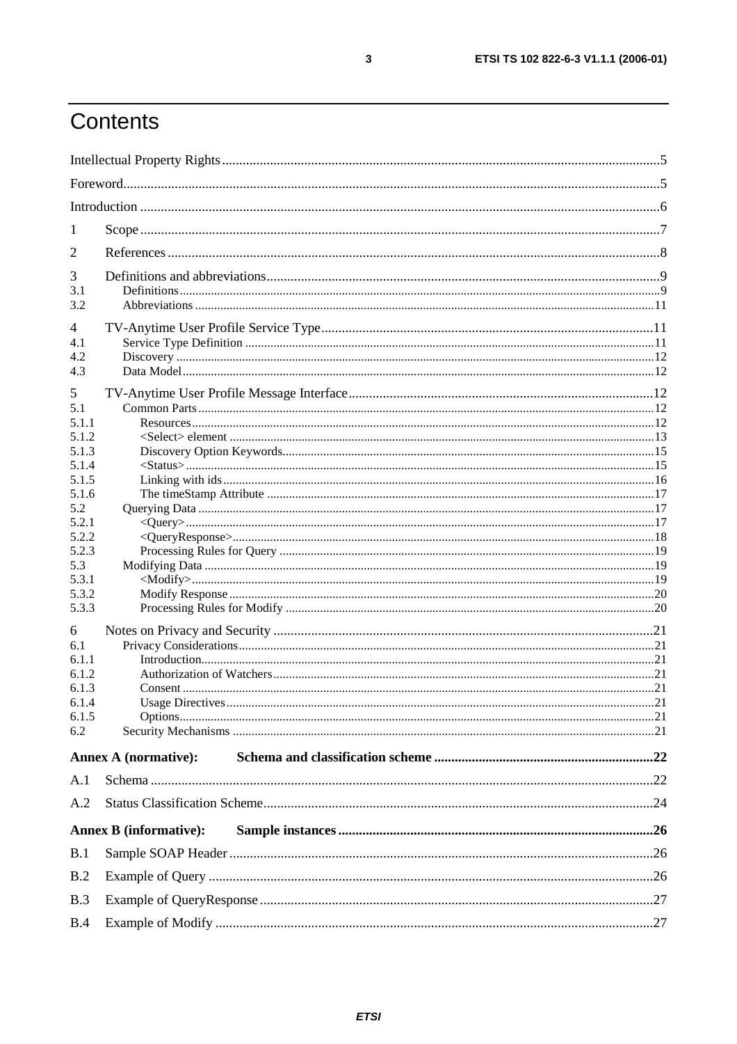# Contents

Intellectual Property Rights ..... 5

Foreword ..... 5

Introduction ..... 6

1 Scope ..... 7

2 References ..... 8

3 Definitions and abbreviations ..... 9
3.1 Definitions ..... 9
3.2 Abbreviations ..... 11

4 TV-Anytime User Profile Service Type ..... 11
4.1 Service Type Definition ..... 11
4.2 Discovery ..... 12
4.3 Data Model ..... 12

5 TV-Anytime User Profile Message Interface ..... 12
5.1 Common Parts ..... 12
5.1.1 Resources ..... 12
5.1.2 <Select> element ..... 13
5.1.3 Discovery Option Keywords ..... 15
5.1.4 <Status> ..... 15
5.1.5 Linking with ids ..... 16
5.1.6 The timeStamp Attribute ..... 17
5.2 Querying Data ..... 17
5.2.1 <Query> ..... 17
5.2.2 <QueryResponse> ..... 18
5.2.3 Processing Rules for Query ..... 19
5.3 Modifying Data ..... 19
5.3.1 <Modify> ..... 19
5.3.2 Modify Response ..... 20
5.3.3 Processing Rules for Modify ..... 20

6 Notes on Privacy and Security ..... 21
6.1 Privacy Considerations ..... 21
6.1.1 Introduction ..... 21
6.1.2 Authorization of Watchers ..... 21
6.1.3 Consent ..... 21
6.1.4 Usage Directives ..... 21
6.1.5 Options ..... 21
6.2 Security Mechanisms ..... 21

**Annex A (normative): Schema and classification scheme ..... 22**

A.1 Schema ..... 22

A.2 Status Classification Scheme ..... 24

**Annex B (informative): Sample instances ..... 26**

B.1 Sample SOAP Header ..... 26

B.2 Example of Query ..... 26

B.3 Example of QueryResponse ..... 27

B.4 Example of Modify ..... 27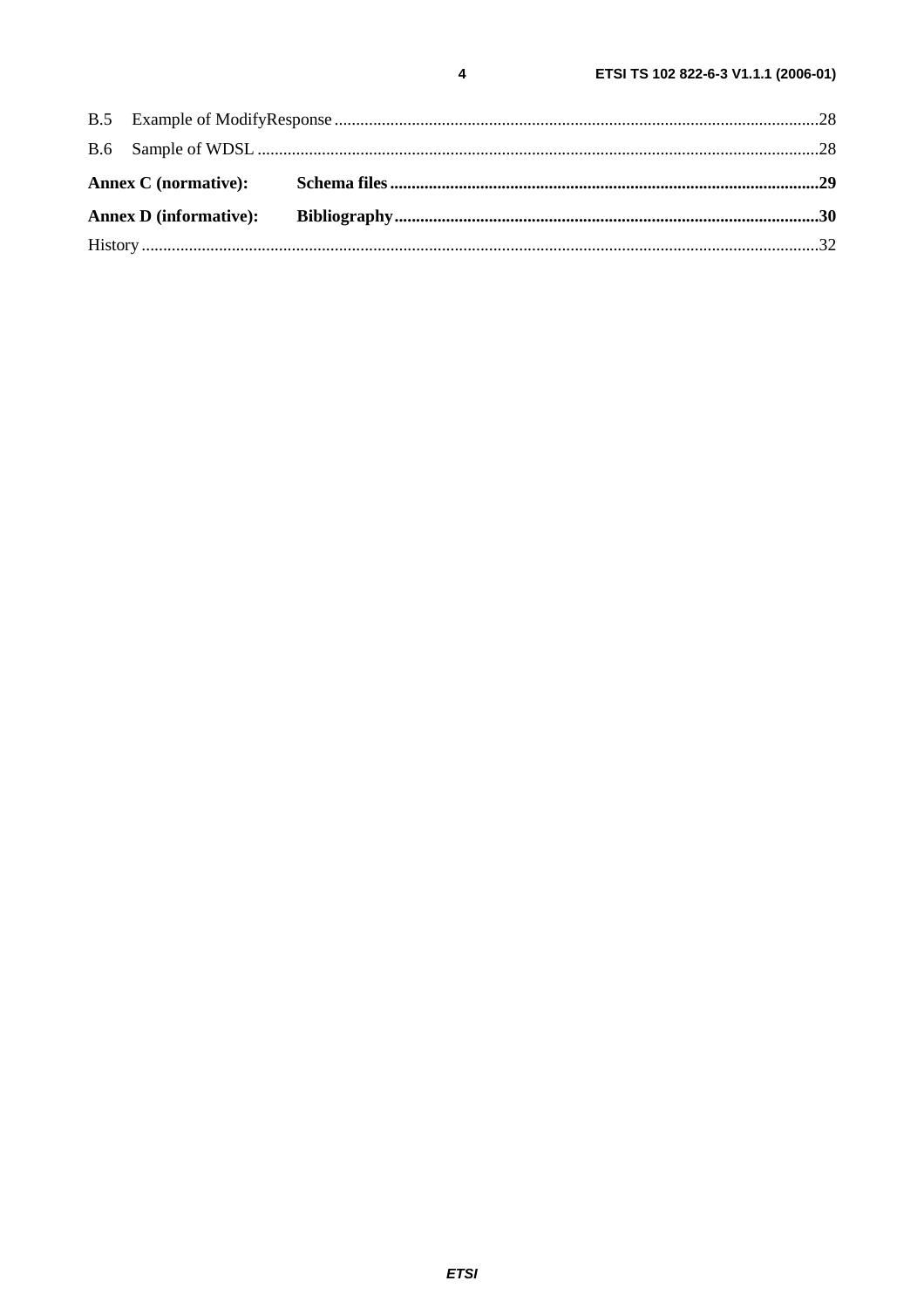B.5 Example of ModifyResponse ................................................................................................................28

B.6 Sample of WDSL ..................................................................................................................................28

**Annex C (normative): Schema files ...................................................................................................29**

**Annex D (informative): Bibliography...................................................................................................30**

History ............................................................................................................................................................32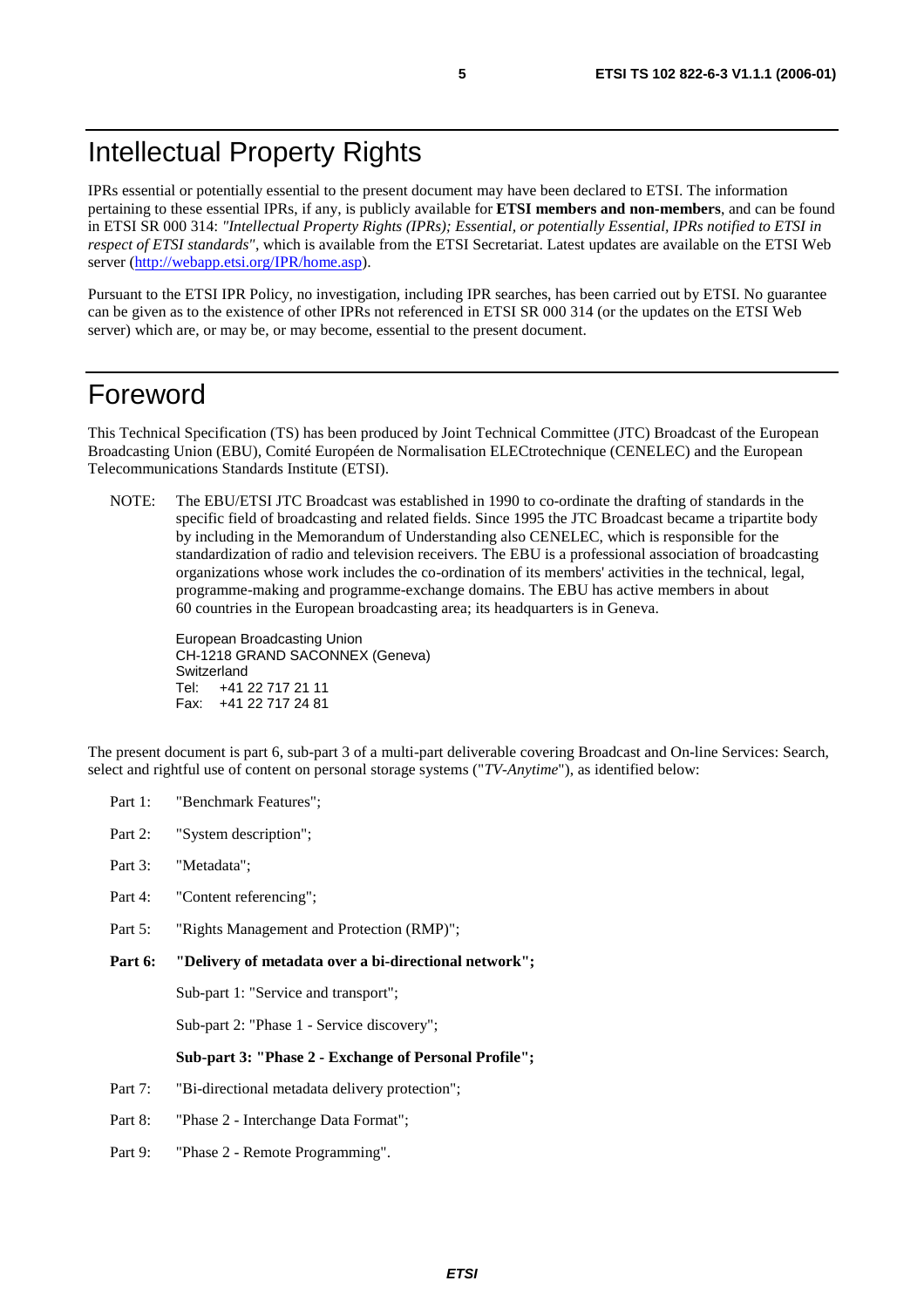# Intellectual Property Rights

IPRs essential or potentially essential to the present document may have been declared to ETSI. The information pertaining to these essential IPRs, if any, is publicly available for **ETSI members and non-members**, and can be found in ETSI SR 000 314: *"Intellectual Property Rights (IPRs); Essential, or potentially Essential, IPRs notified to ETSI in respect of ETSI standards"*, which is available from the ETSI Secretariat. Latest updates are available on the ETSI Web server (http://webapp.etsi.org/IPR/home.asp).

Pursuant to the ETSI IPR Policy, no investigation, including IPR searches, has been carried out by ETSI. No guarantee can be given as to the existence of other IPRs not referenced in ETSI SR 000 314 (or the updates on the ETSI Web server) which are, or may be, or may become, essential to the present document.

# Foreword

This Technical Specification (TS) has been produced by Joint Technical Committee (JTC) Broadcast of the European Broadcasting Union (EBU), Comité Européen de Normalisation ELECtrotechnique (CENELEC) and the European Telecommunications Standards Institute (ETSI).

NOTE: The EBU/ETSI JTC Broadcast was established in 1990 to co-ordinate the drafting of standards in the specific field of broadcasting and related fields. Since 1995 the JTC Broadcast became a tripartite body by including in the Memorandum of Understanding also CENELEC, which is responsible for the standardization of radio and television receivers. The EBU is a professional association of broadcasting organizations whose work includes the co-ordination of its members' activities in the technical, legal, programme-making and programme-exchange domains. The EBU has active members in about 60 countries in the European broadcasting area; its headquarters is in Geneva.

European Broadcasting Union
CH-1218 GRAND SACONNEX (Geneva)
Switzerland
Tel: +41 22 717 21 11
Fax: +41 22 717 24 81

The present document is part 6, sub-part 3 of a multi-part deliverable covering Broadcast and On-line Services: Search, select and rightful use of content on personal storage systems ("*TV-Anytime*"), as identified below:

Part 1: "Benchmark Features";

Part 2: "System description";

Part 3: "Metadata";

Part 4: "Content referencing";

Part 5: "Rights Management and Protection (RMP)";

**Part 6: "Delivery of metadata over a bi-directional network";**

Sub-part 1: "Service and transport";

Sub-part 2: "Phase 1 - Service discovery";

**Sub-part 3: "Phase 2 - Exchange of Personal Profile";**

Part 7: "Bi-directional metadata delivery protection";

Part 8: "Phase 2 - Interchange Data Format";

Part 9: "Phase 2 - Remote Programming".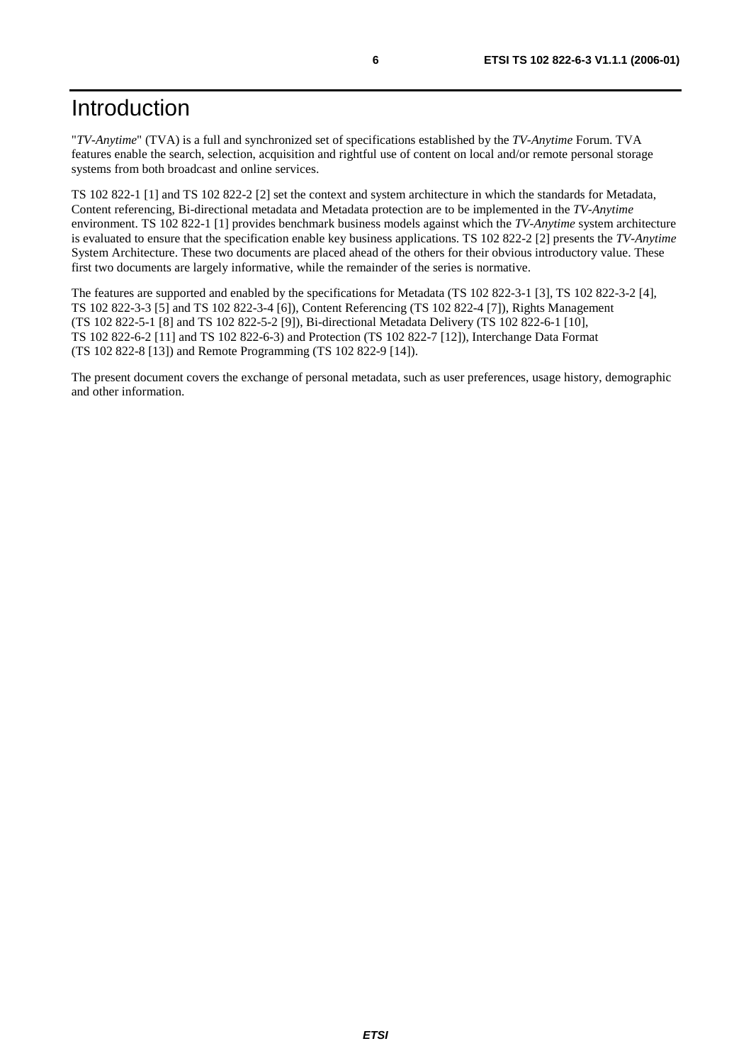# Introduction

"*TV-Anytime*" (TVA) is a full and synchronized set of specifications established by the *TV-Anytime* Forum. TVA features enable the search, selection, acquisition and rightful use of content on local and/or remote personal storage systems from both broadcast and online services.

TS 102 822-1 [1] and TS 102 822-2 [2] set the context and system architecture in which the standards for Metadata, Content referencing, Bi-directional metadata and Metadata protection are to be implemented in the *TV-Anytime* environment. TS 102 822-1 [1] provides benchmark business models against which the *TV-Anytime* system architecture is evaluated to ensure that the specification enable key business applications. TS 102 822-2 [2] presents the *TV-Anytime* System Architecture. These two documents are placed ahead of the others for their obvious introductory value. These first two documents are largely informative, while the remainder of the series is normative.

The features are supported and enabled by the specifications for Metadata (TS 102 822-3-1 [3], TS 102 822-3-2 [4], TS 102 822-3-3 [5] and TS 102 822-3-4 [6]), Content Referencing (TS 102 822-4 [7]), Rights Management (TS 102 822-5-1 [8] and TS 102 822-5-2 [9]), Bi-directional Metadata Delivery (TS 102 822-6-1 [10], TS 102 822-6-2 [11] and TS 102 822-6-3) and Protection (TS 102 822-7 [12]), Interchange Data Format (TS 102 822-8 [13]) and Remote Programming (TS 102 822-9 [14]).

The present document covers the exchange of personal metadata, such as user preferences, usage history, demographic and other information.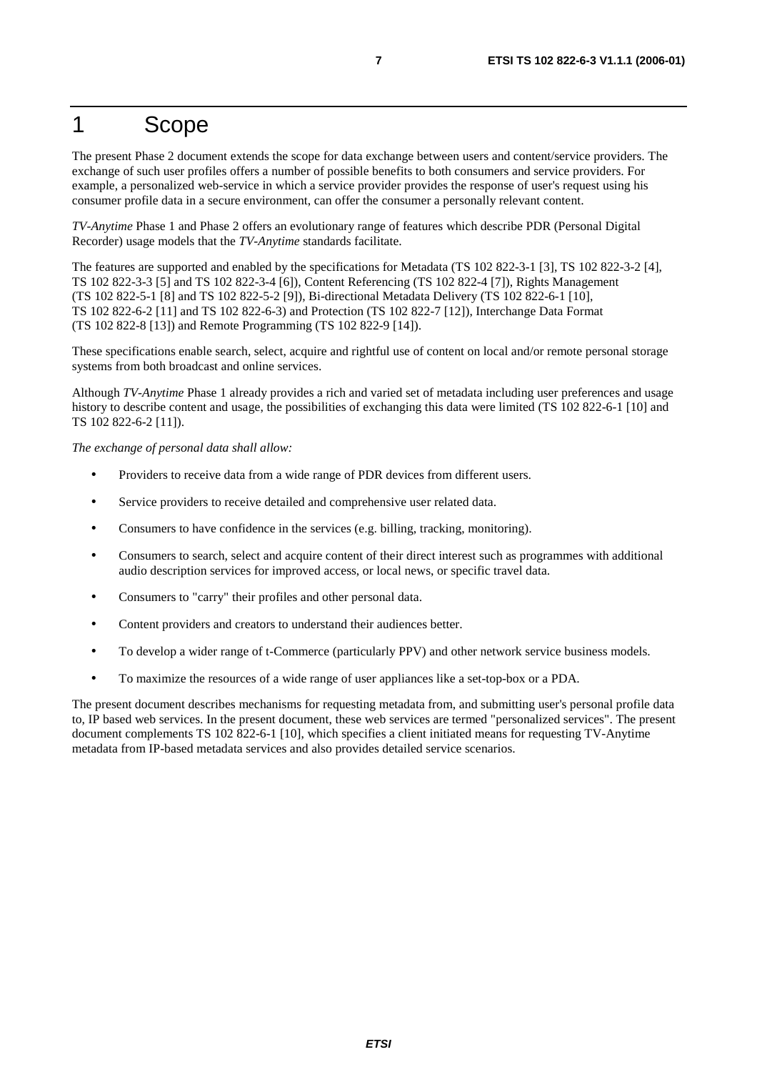# 1 Scope

The present Phase 2 document extends the scope for data exchange between users and content/service providers. The exchange of such user profiles offers a number of possible benefits to both consumers and service providers. For example, a personalized web-service in which a service provider provides the response of user's request using his consumer profile data in a secure environment, can offer the consumer a personally relevant content.

*TV-Anytime* Phase 1 and Phase 2 offers an evolutionary range of features which describe PDR (Personal Digital Recorder) usage models that the *TV-Anytime* standards facilitate.

The features are supported and enabled by the specifications for Metadata (TS 102 822-3-1 [3], TS 102 822-3-2 [4], TS 102 822-3-3 [5] and TS 102 822-3-4 [6]), Content Referencing (TS 102 822-4 [7]), Rights Management (TS 102 822-5-1 [8] and TS 102 822-5-2 [9]), Bi-directional Metadata Delivery (TS 102 822-6-1 [10], TS 102 822-6-2 [11] and TS 102 822-6-3) and Protection (TS 102 822-7 [12]), Interchange Data Format (TS 102 822-8 [13]) and Remote Programming (TS 102 822-9 [14]).

These specifications enable search, select, acquire and rightful use of content on local and/or remote personal storage systems from both broadcast and online services.

Although *TV-Anytime* Phase 1 already provides a rich and varied set of metadata including user preferences and usage history to describe content and usage, the possibilities of exchanging this data were limited (TS 102 822-6-1 [10] and TS 102 822-6-2 [11]).

*The exchange of personal data shall allow:*

- Providers to receive data from a wide range of PDR devices from different users.
- Service providers to receive detailed and comprehensive user related data.
- Consumers to have confidence in the services (e.g. billing, tracking, monitoring).
- Consumers to search, select and acquire content of their direct interest such as programmes with additional audio description services for improved access, or local news, or specific travel data.
- Consumers to "carry" their profiles and other personal data.
- Content providers and creators to understand their audiences better.
- To develop a wider range of t-Commerce (particularly PPV) and other network service business models.
- To maximize the resources of a wide range of user appliances like a set-top-box or a PDA.

The present document describes mechanisms for requesting metadata from, and submitting user's personal profile data to, IP based web services. In the present document, these web services are termed "personalized services". The present document complements TS 102 822-6-1 [10], which specifies a client initiated means for requesting TV-Anytime metadata from IP-based metadata services and also provides detailed service scenarios.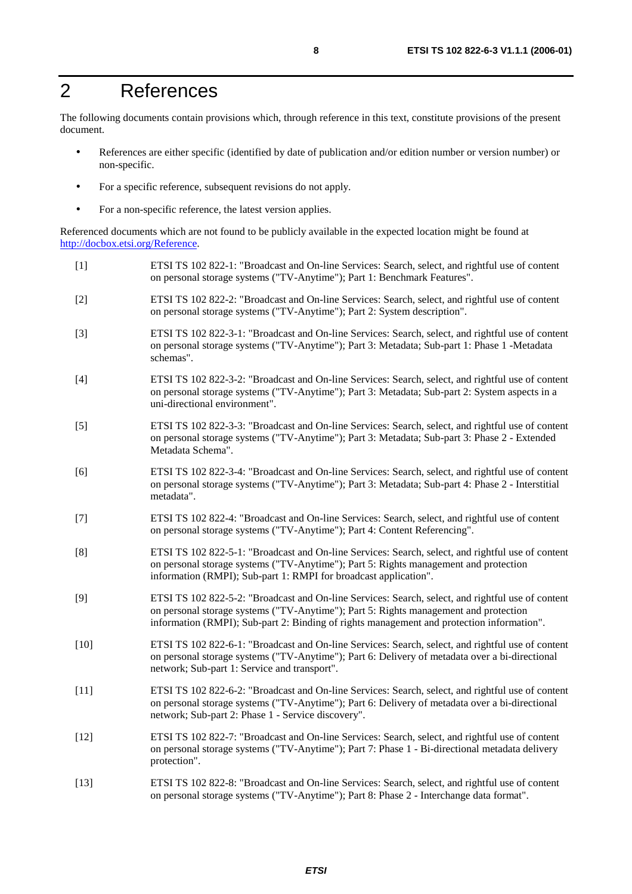# 2 References

The following documents contain provisions which, through reference in this text, constitute provisions of the present document.

- References are either specific (identified by date of publication and/or edition number or version number) or non-specific.
- For a specific reference, subsequent revisions do not apply.
- For a non-specific reference, the latest version applies.

Referenced documents which are not found to be publicly available in the expected location might be found at http://docbox.etsi.org/Reference.

[1] ETSI TS 102 822-1: "Broadcast and On-line Services: Search, select, and rightful use of content on personal storage systems ("TV-Anytime"); Part 1: Benchmark Features".

[2] ETSI TS 102 822-2: "Broadcast and On-line Services: Search, select, and rightful use of content on personal storage systems ("TV-Anytime"); Part 2: System description".

[3] ETSI TS 102 822-3-1: "Broadcast and On-line Services: Search, select, and rightful use of content on personal storage systems ("TV-Anytime"); Part 3: Metadata; Sub-part 1: Phase 1 -Metadata schemas".

[4] ETSI TS 102 822-3-2: "Broadcast and On-line Services: Search, select, and rightful use of content on personal storage systems ("TV-Anytime"); Part 3: Metadata; Sub-part 2: System aspects in a uni-directional environment".

[5] ETSI TS 102 822-3-3: "Broadcast and On-line Services: Search, select, and rightful use of content on personal storage systems ("TV-Anytime"); Part 3: Metadata; Sub-part 3: Phase 2 - Extended Metadata Schema".

[6] ETSI TS 102 822-3-4: "Broadcast and On-line Services: Search, select, and rightful use of content on personal storage systems ("TV-Anytime"); Part 3: Metadata; Sub-part 4: Phase 2 - Interstitial metadata".

[7] ETSI TS 102 822-4: "Broadcast and On-line Services: Search, select, and rightful use of content on personal storage systems ("TV-Anytime"); Part 4: Content Referencing".

[8] ETSI TS 102 822-5-1: "Broadcast and On-line Services: Search, select, and rightful use of content on personal storage systems ("TV-Anytime"); Part 5: Rights management and protection information (RMPI); Sub-part 1: RMPI for broadcast application".

[9] ETSI TS 102 822-5-2: "Broadcast and On-line Services: Search, select, and rightful use of content on personal storage systems ("TV-Anytime"); Part 5: Rights management and protection information (RMPI); Sub-part 2: Binding of rights management and protection information".

[10] ETSI TS 102 822-6-1: "Broadcast and On-line Services: Search, select, and rightful use of content on personal storage systems ("TV-Anytime"); Part 6: Delivery of metadata over a bi-directional network; Sub-part 1: Service and transport".

[11] ETSI TS 102 822-6-2: "Broadcast and On-line Services: Search, select, and rightful use of content on personal storage systems ("TV-Anytime"); Part 6: Delivery of metadata over a bi-directional network; Sub-part 2: Phase 1 - Service discovery".

[12] ETSI TS 102 822-7: "Broadcast and On-line Services: Search, select, and rightful use of content on personal storage systems ("TV-Anytime"); Part 7: Phase 1 - Bi-directional metadata delivery protection".

[13] ETSI TS 102 822-8: "Broadcast and On-line Services: Search, select, and rightful use of content on personal storage systems ("TV-Anytime"); Part 8: Phase 2 - Interchange data format".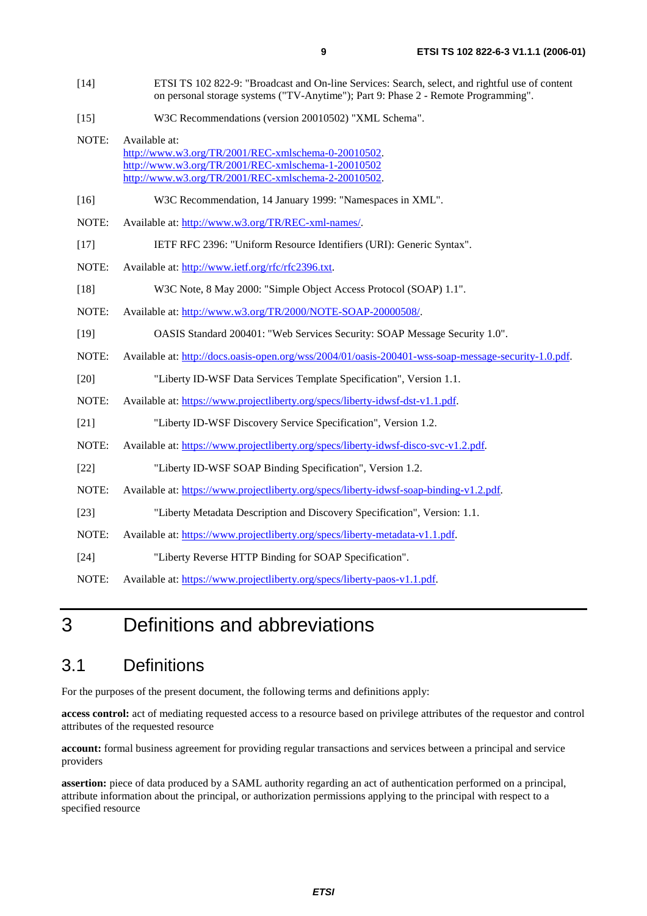[14] ETSI TS 102 822-9: "Broadcast and On-line Services: Search, select, and rightful use of content on personal storage systems ("TV-Anytime"); Part 9: Phase 2 - Remote Programming".

[15] W3C Recommendations (version 20010502) "XML Schema".

NOTE: Available at:
http://www.w3.org/TR/2001/REC-xmlschema-0-20010502.
http://www.w3.org/TR/2001/REC-xmlschema-1-20010502
http://www.w3.org/TR/2001/REC-xmlschema-2-20010502.

[16] W3C Recommendation, 14 January 1999: "Namespaces in XML".

NOTE: Available at: http://www.w3.org/TR/REC-xml-names/.

[17] IETF RFC 2396: "Uniform Resource Identifiers (URI): Generic Syntax".

NOTE: Available at: http://www.ietf.org/rfc/rfc2396.txt.

[18] W3C Note, 8 May 2000: "Simple Object Access Protocol (SOAP) 1.1".

NOTE: Available at: http://www.w3.org/TR/2000/NOTE-SOAP-20000508/.

[19] OASIS Standard 200401: "Web Services Security: SOAP Message Security 1.0".

NOTE: Available at: http://docs.oasis-open.org/wss/2004/01/oasis-200401-wss-soap-message-security-1.0.pdf.

[20] "Liberty ID-WSF Data Services Template Specification", Version 1.1.

NOTE: Available at: https://www.projectliberty.org/specs/liberty-idwsf-dst-v1.1.pdf.

[21] "Liberty ID-WSF Discovery Service Specification", Version 1.2.

NOTE: Available at: https://www.projectliberty.org/specs/liberty-idwsf-disco-svc-v1.2.pdf.

[22] "Liberty ID-WSF SOAP Binding Specification", Version 1.2.

NOTE: Available at: https://www.projectliberty.org/specs/liberty-idwsf-soap-binding-v1.2.pdf.

[23] "Liberty Metadata Description and Discovery Specification", Version: 1.1.

NOTE: Available at: https://www.projectliberty.org/specs/liberty-metadata-v1.1.pdf.

[24] "Liberty Reverse HTTP Binding for SOAP Specification".

NOTE: Available at: https://www.projectliberty.org/specs/liberty-paos-v1.1.pdf.

# 3 Definitions and abbreviations

## 3.1 Definitions

For the purposes of the present document, the following terms and definitions apply:

**access control:** act of mediating requested access to a resource based on privilege attributes of the requestor and control attributes of the requested resource

**account:** formal business agreement for providing regular transactions and services between a principal and service providers

**assertion:** piece of data produced by a SAML authority regarding an act of authentication performed on a principal, attribute information about the principal, or authorization permissions applying to the principal with respect to a specified resource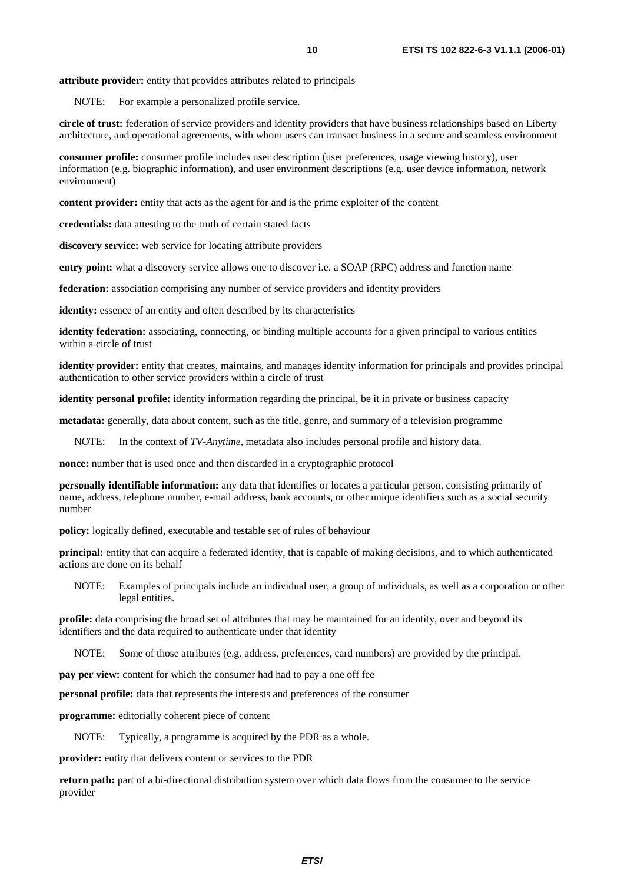**attribute provider:** entity that provides attributes related to principals

NOTE: For example a personalized profile service.

**circle of trust:** federation of service providers and identity providers that have business relationships based on Liberty architecture, and operational agreements, with whom users can transact business in a secure and seamless environment

**consumer profile:** consumer profile includes user description (user preferences, usage viewing history), user information (e.g. biographic information), and user environment descriptions (e.g. user device information, network environment)

**content provider:** entity that acts as the agent for and is the prime exploiter of the content

**credentials:** data attesting to the truth of certain stated facts

**discovery service:** web service for locating attribute providers

**entry point:** what a discovery service allows one to discover i.e. a SOAP (RPC) address and function name

**federation:** association comprising any number of service providers and identity providers

**identity:** essence of an entity and often described by its characteristics

**identity federation:** associating, connecting, or binding multiple accounts for a given principal to various entities within a circle of trust

**identity provider:** entity that creates, maintains, and manages identity information for principals and provides principal authentication to other service providers within a circle of trust

**identity personal profile:** identity information regarding the principal, be it in private or business capacity

**metadata:** generally, data about content, such as the title, genre, and summary of a television programme

NOTE: In the context of *TV-Anytime*, metadata also includes personal profile and history data.

**nonce:** number that is used once and then discarded in a cryptographic protocol

**personally identifiable information:** any data that identifies or locates a particular person, consisting primarily of name, address, telephone number, e-mail address, bank accounts, or other unique identifiers such as a social security number

**policy:** logically defined, executable and testable set of rules of behaviour

**principal:** entity that can acquire a federated identity, that is capable of making decisions, and to which authenticated actions are done on its behalf

NOTE: Examples of principals include an individual user, a group of individuals, as well as a corporation or other legal entities.

**profile:** data comprising the broad set of attributes that may be maintained for an identity, over and beyond its identifiers and the data required to authenticate under that identity

NOTE: Some of those attributes (e.g. address, preferences, card numbers) are provided by the principal.

**pay per view:** content for which the consumer had had to pay a one off fee

**personal profile:** data that represents the interests and preferences of the consumer

**programme:** editorially coherent piece of content

NOTE: Typically, a programme is acquired by the PDR as a whole.

**provider:** entity that delivers content or services to the PDR

**return path:** part of a bi-directional distribution system over which data flows from the consumer to the service provider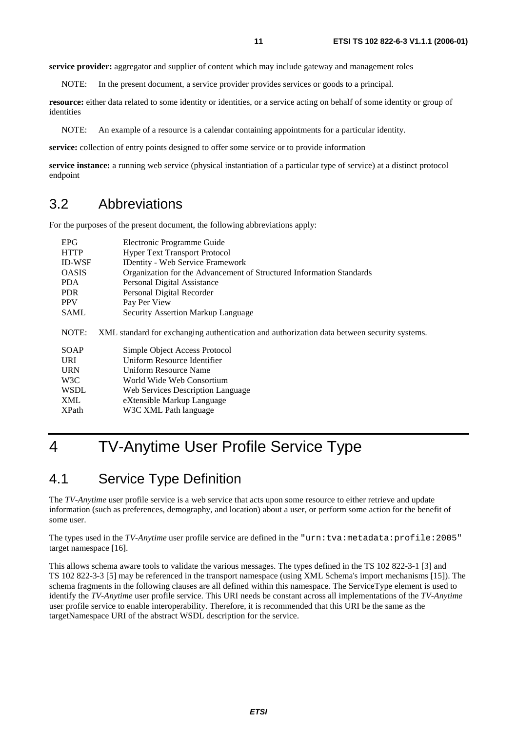**service provider:** aggregator and supplier of content which may include gateway and management roles

NOTE: In the present document, a service provider provides services or goods to a principal.

**resource:** either data related to some identity or identities, or a service acting on behalf of some identity or group of identities

NOTE: An example of a resource is a calendar containing appointments for a particular identity.

**service:** collection of entry points designed to offer some service or to provide information

**service instance:** a running web service (physical instantiation of a particular type of service) at a distinct protocol endpoint

## 3.2 Abbreviations

For the purposes of the present document, the following abbreviations apply:

| | |
|---|---|
| EPG | Electronic Programme Guide |
| HTTP | Hyper Text Transport Protocol |
| ID-WSF | IDentity - Web Service Framework |
| OASIS | Organization for the Advancement of Structured Information Standards |
| PDA | Personal Digital Assistance |
| PDR | Personal Digital Recorder |
| PPV | Pay Per View |
| SAML | Security Assertion Markup Language |

NOTE: XML standard for exchanging authentication and authorization data between security systems.

| | |
|---|---|
| SOAP | Simple Object Access Protocol |
| URI | Uniform Resource Identifier |
| URN | Uniform Resource Name |
| W3C | World Wide Web Consortium |
| WSDL | Web Services Description Language |
| XML | eXtensible Markup Language |
| XPath | W3C XML Path language |

# 4 TV-Anytime User Profile Service Type

## 4.1 Service Type Definition

The *TV-Anytime* user profile service is a web service that acts upon some resource to either retrieve and update information (such as preferences, demography, and location) about a user, or perform some action for the benefit of some user.

The types used in the *TV-Anytime* user profile service are defined in the `"urn:tva:metadata:profile:2005"` target namespace [16].

This allows schema aware tools to validate the various messages. The types defined in the TS 102 822-3-1 [3] and TS 102 822-3-3 [5] may be referenced in the transport namespace (using XML Schema's import mechanisms [15]). The schema fragments in the following clauses are all defined within this namespace. The ServiceType element is used to identify the *TV-Anytime* user profile service. This URI needs be constant across all implementations of the *TV-Anytime* user profile service to enable interoperability. Therefore, it is recommended that this URI be the same as the targetNamespace URI of the abstract WSDL description for the service.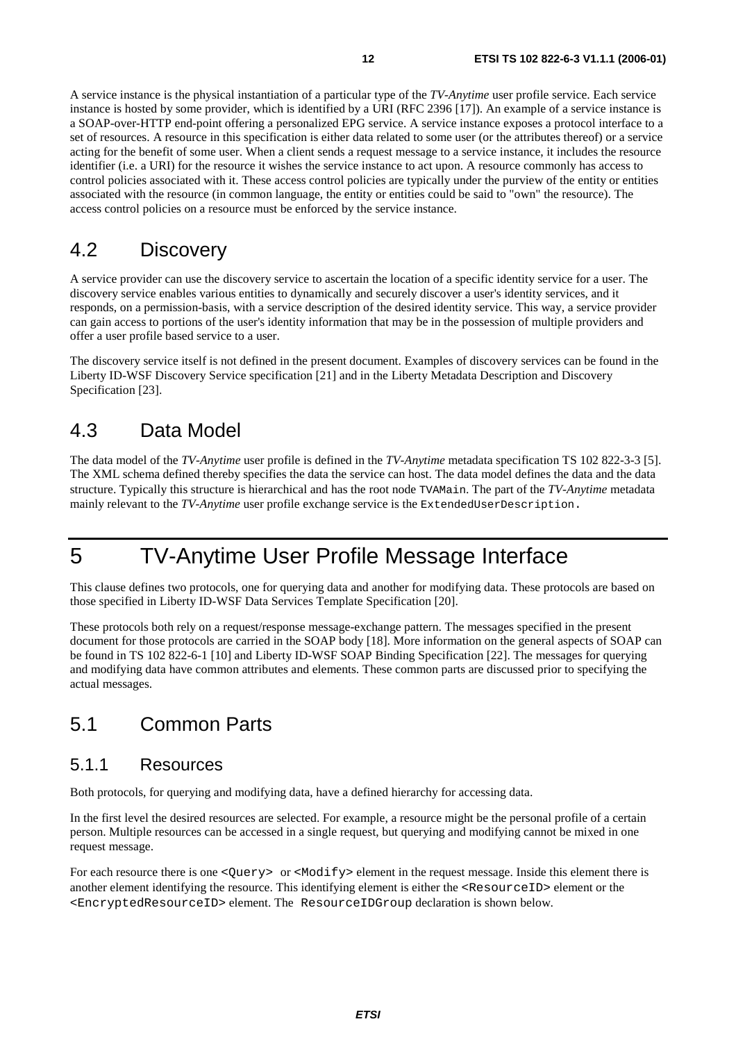A service instance is the physical instantiation of a particular type of the *TV-Anytime* user profile service. Each service instance is hosted by some provider, which is identified by a URI (RFC 2396 [17]). An example of a service instance is a SOAP-over-HTTP end-point offering a personalized EPG service. A service instance exposes a protocol interface to a set of resources. A resource in this specification is either data related to some user (or the attributes thereof) or a service acting for the benefit of some user. When a client sends a request message to a service instance, it includes the resource identifier (i.e. a URI) for the resource it wishes the service instance to act upon. A resource commonly has access to control policies associated with it. These access control policies are typically under the purview of the entity or entities associated with the resource (in common language, the entity or entities could be said to "own" the resource). The access control policies on a resource must be enforced by the service instance.

## 4.2 Discovery

A service provider can use the discovery service to ascertain the location of a specific identity service for a user. The discovery service enables various entities to dynamically and securely discover a user's identity services, and it responds, on a permission-basis, with a service description of the desired identity service. This way, a service provider can gain access to portions of the user's identity information that may be in the possession of multiple providers and offer a user profile based service to a user.

The discovery service itself is not defined in the present document. Examples of discovery services can be found in the Liberty ID-WSF Discovery Service specification [21] and in the Liberty Metadata Description and Discovery Specification [23].

## 4.3 Data Model

The data model of the *TV-Anytime* user profile is defined in the *TV-Anytime* metadata specification TS 102 822-3-3 [5]. The XML schema defined thereby specifies the data the service can host. The data model defines the data and the data structure. Typically this structure is hierarchical and has the root node `TVAMain`. The part of the *TV-Anytime* metadata mainly relevant to the *TV-Anytime* user profile exchange service is the `ExtendedUserDescription`.

# 5 TV-Anytime User Profile Message Interface

This clause defines two protocols, one for querying data and another for modifying data. These protocols are based on those specified in Liberty ID-WSF Data Services Template Specification [20].

These protocols both rely on a request/response message-exchange pattern. The messages specified in the present document for those protocols are carried in the SOAP body [18]. More information on the general aspects of SOAP can be found in TS 102 822-6-1 [10] and Liberty ID-WSF SOAP Binding Specification [22]. The messages for querying and modifying data have common attributes and elements. These common parts are discussed prior to specifying the actual messages.

## 5.1 Common Parts

### 5.1.1 Resources

Both protocols, for querying and modifying data, have a defined hierarchy for accessing data.

In the first level the desired resources are selected. For example, a resource might be the personal profile of a certain person. Multiple resources can be accessed in a single request, but querying and modifying cannot be mixed in one request message.

For each resource there is one `<Query>` or `<Modify>` element in the request message. Inside this element there is another element identifying the resource. This identifying element is either the `<ResourceID>` element or the `<EncryptedResourceID>` element. The `ResourceIDGroup` declaration is shown below.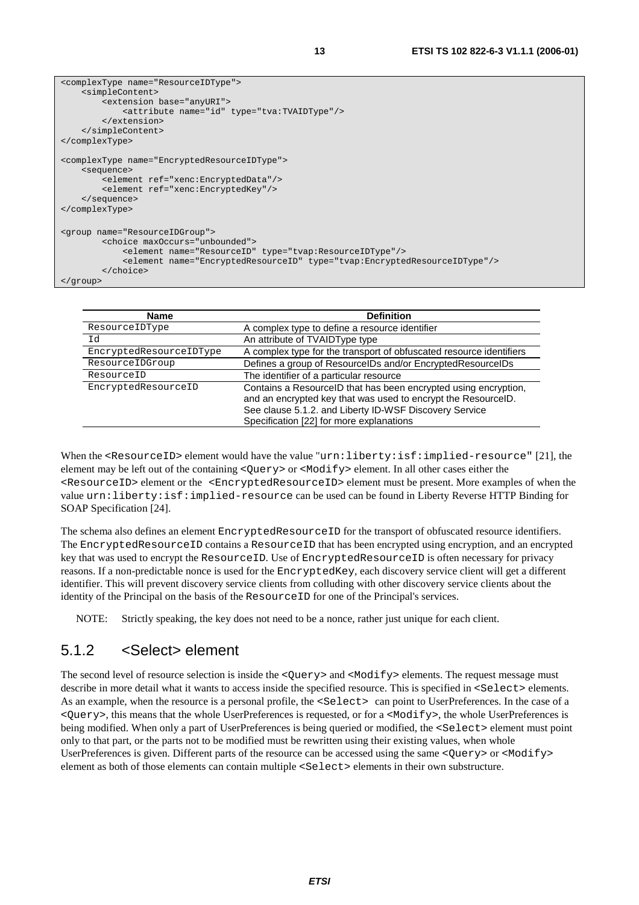```
<complexType name="ResourceIDType">
    <simpleContent>
        <extension base="anyURI">
            <attribute name="id" type="tva:TVAIDType"/>
        </extension>
    </simpleContent>
</complexType>

<complexType name="EncryptedResourceIDType">
    <sequence>
        <element ref="xenc:EncryptedData"/>
        <element ref="xenc:EncryptedKey"/>
    </sequence>
</complexType>

<group name="ResourceIDGroup">
        <choice maxOccurs="unbounded">
            <element name="ResourceID" type="tvap:ResourceIDType"/>
            <element name="EncryptedResourceID" type="tvap:EncryptedResourceIDType"/>
        </choice>
</group>
```

| Name | Definition |
|---|---|
| ResourceIDType | A complex type to define a resource identifier |
| Id | An attribute of TVAIDType type |
| EncryptedResourceIDType | A complex type for the transport of obfuscated resource identifiers |
| ResourceIDGroup | Defines a group of ResourceIDs and/or EncryptedResourceIDs |
| ResourceID | The identifier of a particular resource |
| EncryptedResourceID | Contains a ResourceID that has been encrypted using encryption, and an encrypted key that was used to encrypt the ResourceID. See clause 5.1.2. and Liberty ID-WSF Discovery Service Specification [22] for more explanations |

When the `<ResourceID>` element would have the value "`urn:liberty:isf:implied-resource`" [21], the element may be left out of the containing `<Query>` or `<Modify>` element. In all other cases either the `<ResourceID>` element or the `<EncryptedResourceID>` element must be present. More examples of when the value `urn:liberty:isf:implied-resource` can be used can be found in Liberty Reverse HTTP Binding for SOAP Specification [24].

The schema also defines an element `EncryptedResourceID` for the transport of obfuscated resource identifiers. The `EncryptedResourceID` contains a `ResourceID` that has been encrypted using encryption, and an encrypted key that was used to encrypt the `ResourceID`. Use of `EncryptedResourceID` is often necessary for privacy reasons. If a non-predictable nonce is used for the `EncryptedKey`, each discovery service client will get a different identifier. This will prevent discovery service clients from colluding with other discovery service clients about the identity of the Principal on the basis of the `ResourceID` for one of the Principal's services.

NOTE: Strictly speaking, the key does not need to be a nonce, rather just unique for each client.

### 5.1.2 <Select> element

The second level of resource selection is inside the `<Query>` and `<Modify>` elements. The request message must describe in more detail what it wants to access inside the specified resource. This is specified in `<Select>` elements. As an example, when the resource is a personal profile, the `<Select>` can point to UserPreferences. In the case of a `<Query>`, this means that the whole UserPreferences is requested, or for a `<Modify>`, the whole UserPreferences is being modified. When only a part of UserPreferences is being queried or modified, the `<Select>` element must point only to that part, or the parts not to be modified must be rewritten using their existing values, when whole UserPreferences is given. Different parts of the resource can be accessed using the same `<Query>` or `<Modify>` element as both of those elements can contain multiple `<Select>` elements in their own substructure.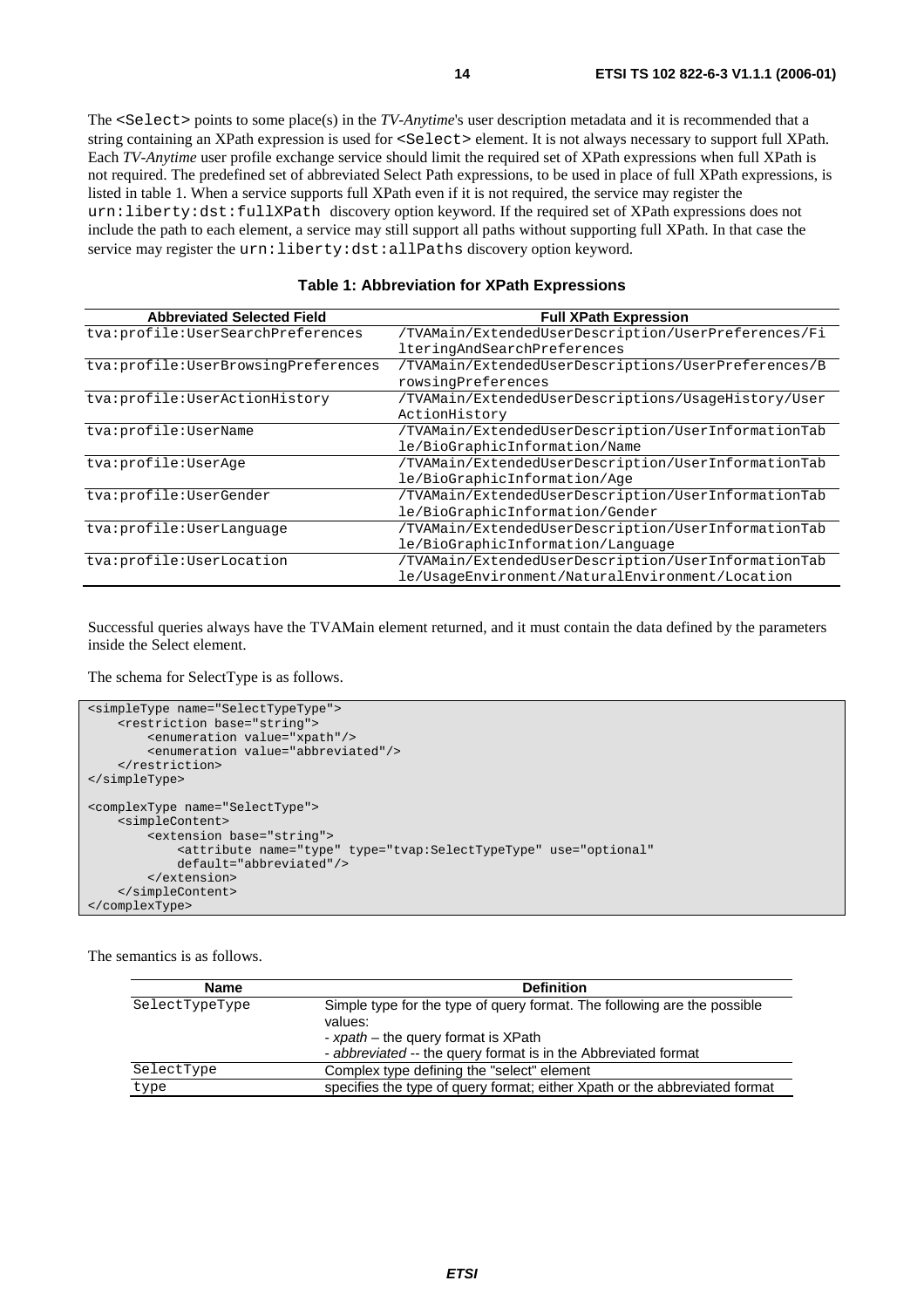The `<Select>` points to some place(s) in the *TV-Anytime*'s user description metadata and it is recommended that a string containing an XPath expression is used for `<Select>` element. It is not always necessary to support full XPath. Each *TV-Anytime* user profile exchange service should limit the required set of XPath expressions when full XPath is not required. The predefined set of abbreviated Select Path expressions, to be used in place of full XPath expressions, is listed in table 1. When a service supports full XPath even if it is not required, the service may register the `urn:liberty:dst:fullXPath` discovery option keyword. If the required set of XPath expressions does not include the path to each element, a service may still support all paths without supporting full XPath. In that case the service may register the `urn:liberty:dst:allPaths` discovery option keyword.

**Table 1: Abbreviation for XPath Expressions**

| Abbreviated Selected Field | Full XPath Expression |
|---|---|
| tva:profile:UserSearchPreferences | /TVAMain/ExtendedUserDescription/UserPreferences/FilteringAndSearchPreferences |
| tva:profile:UserBrowsingPreferences | /TVAMain/ExtendedUserDescriptions/UserPreferences/BrowsingPreferences |
| tva:profile:UserActionHistory | /TVAMain/ExtendedUserDescriptions/UsageHistory/UserActionHistory |
| tva:profile:UserName | /TVAMain/ExtendedUserDescription/UserInformationTable/BioGraphicInformation/Name |
| tva:profile:UserAge | /TVAMain/ExtendedUserDescription/UserInformationTable/BioGraphicInformation/Age |
| tva:profile:UserGender | /TVAMain/ExtendedUserDescription/UserInformationTable/BioGraphicInformation/Gender |
| tva:profile:UserLanguage | /TVAMain/ExtendedUserDescription/UserInformationTable/BioGraphicInformation/Language |
| tva:profile:UserLocation | /TVAMain/ExtendedUserDescription/UserInformationTable/UsageEnvironment/NaturalEnvironment/Location |

Successful queries always have the TVAMain element returned, and it must contain the data defined by the parameters inside the Select element.

The schema for SelectType is as follows.

```
<simpleType name="SelectTypeType">
    <restriction base="string">
        <enumeration value="xpath"/>
        <enumeration value="abbreviated"/>
    </restriction>
</simpleType>

<complexType name="SelectType">
    <simpleContent>
        <extension base="string">
            <attribute name="type" type="tvap:SelectTypeType" use="optional"
            default="abbreviated"/>
        </extension>
    </simpleContent>
</complexType>
```

The semantics is as follows.

| Name | Definition |
|---|---|
| SelectTypeType | Simple type for the type of query format. The following are the possible values:<br>- *xpath* – the query format is XPath<br>- *abbreviated* -- the query format is in the Abbreviated format |
| SelectType | Complex type defining the "select" element |
| type | specifies the type of query format; either Xpath or the abbreviated format |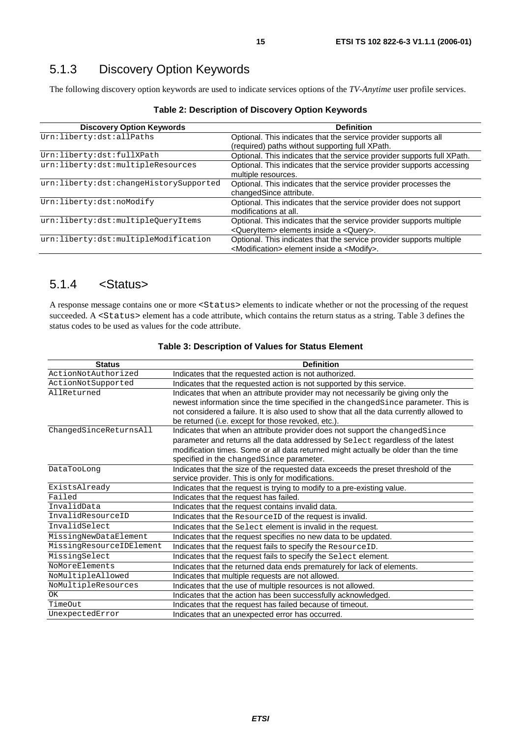## 5.1.3 Discovery Option Keywords

The following discovery option keywords are used to indicate services options of the *TV-Anytime* user profile services.

**Table 2: Description of Discovery Option Keywords**

| Discovery Option Keywords | Definition |
|---|---|
| Urn:liberty:dst:allPaths | Optional. This indicates that the service provider supports all (required) paths without supporting full XPath. |
| Urn:liberty:dst:fullXPath | Optional. This indicates that the service provider supports full XPath. |
| urn:liberty:dst:multipleResources | Optional. This indicates that the service provider supports accessing multiple resources. |
| urn:liberty:dst:changeHistorySupported | Optional. This indicates that the service provider processes the changedSince attribute. |
| Urn:liberty:dst:noModify | Optional. This indicates that the service provider does not support modifications at all. |
| urn:liberty:dst:multipleQueryItems | Optional. This indicates that the service provider supports multiple <QueryItem> elements inside a <Query>. |
| urn:liberty:dst:multipleModification | Optional. This indicates that the service provider supports multiple <Modification> element inside a <Modify>. |

## 5.1.4 <Status>

A response message contains one or more `<Status>` elements to indicate whether or not the processing of the request succeeded. A `<Status>` element has a code attribute, which contains the return status as a string. Table 3 defines the status codes to be used as values for the code attribute.

**Table 3: Description of Values for Status Element**

| Status | Definition |
|---|---|
| ActionNotAuthorized | Indicates that the requested action is not authorized. |
| ActionNotSupported | Indicates that the requested action is not supported by this service. |
| AllReturned | Indicates that when an attribute provider may not necessarily be giving only the newest information since the time specified in the changedSince parameter. This is not considered a failure. It is also used to show that all the data currently allowed to be returned (i.e. except for those revoked, etc.). |
| ChangedSinceReturnsAll | Indicates that when an attribute provider does not support the changedSince parameter and returns all the data addressed by Select regardless of the latest modification times. Some or all data returned might actually be older than the time specified in the changedSince parameter. |
| DataTooLong | Indicates that the size of the requested data exceeds the preset threshold of the service provider. This is only for modifications. |
| ExistsAlready | Indicates that the request is trying to modify to a pre-existing value. |
| Failed | Indicates that the request has failed. |
| InvalidData | Indicates that the request contains invalid data. |
| InvalidResourceID | Indicates that the ResourceID of the request is invalid. |
| InvalidSelect | Indicates that the Select element is invalid in the request. |
| MissingNewDataElement | Indicates that the request specifies no new data to be updated. |
| MissingResourceIDElement | Indicates that the request fails to specify the ResourceID. |
| MissingSelect | Indicates that the request fails to specify the Select element. |
| NoMoreElements | Indicates that the returned data ends prematurely for lack of elements. |
| NoMultipleAllowed | Indicates that multiple requests are not allowed. |
| NoMultipleResources | Indicates that the use of multiple resources is not allowed. |
| OK | Indicates that the action has been successfully acknowledged. |
| TimeOut | Indicates that the request has failed because of timeout. |
| UnexpectedError | Indicates that an unexpected error has occurred. |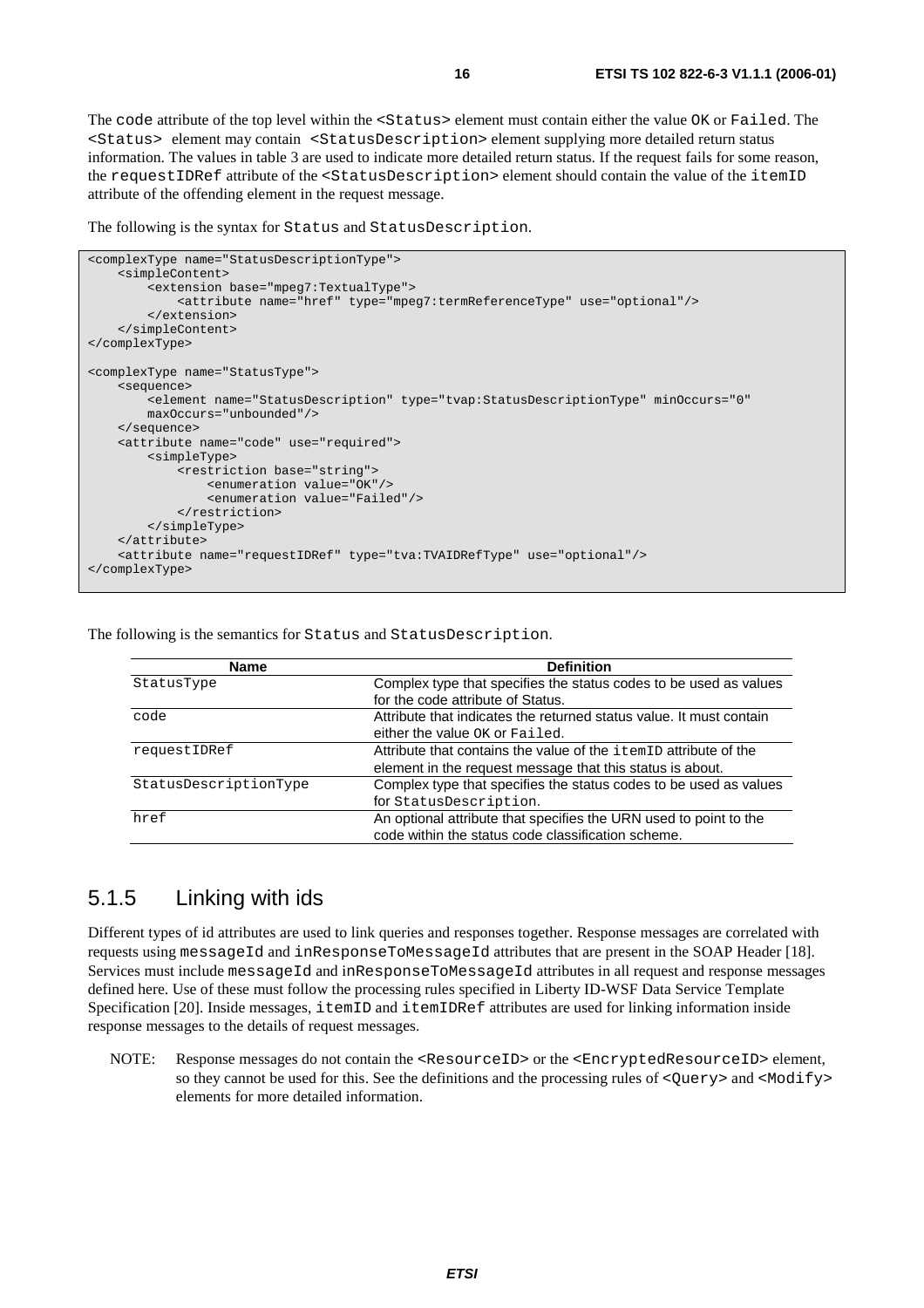The code attribute of the top level within the <Status> element must contain either the value OK or Failed. The <Status> element may contain <StatusDescription> element supplying more detailed return status information. The values in table 3 are used to indicate more detailed return status. If the request fails for some reason, the requestIDRef attribute of the <StatusDescription> element should contain the value of the itemID attribute of the offending element in the request message.

The following is the syntax for Status and StatusDescription.

```
<complexType name="StatusDescriptionType">
    <simpleContent>
        <extension base="mpeg7:TextualType">
            <attribute name="href" type="mpeg7:termReferenceType" use="optional"/>
        </extension>
    </simpleContent>
</complexType>

<complexType name="StatusType">
    <sequence>
        <element name="StatusDescription" type="tvap:StatusDescriptionType" minOccurs="0"
        maxOccurs="unbounded"/>
    </sequence>
    <attribute name="code" use="required">
        <simpleType>
            <restriction base="string">
                <enumeration value="OK"/>
                <enumeration value="Failed"/>
            </restriction>
        </simpleType>
    </attribute>
    <attribute name="requestIDRef" type="tva:TVAIDRefType" use="optional"/>
</complexType>
```

The following is the semantics for Status and StatusDescription.

| Name | Definition |
|---|---|
| StatusType | Complex type that specifies the status codes to be used as values for the code attribute of Status. |
| code | Attribute that indicates the returned status value. It must contain either the value OK or Failed. |
| requestIDRef | Attribute that contains the value of the itemID attribute of the element in the request message that this status is about. |
| StatusDescriptionType | Complex type that specifies the status codes to be used as values for StatusDescription. |
| href | An optional attribute that specifies the URN used to point to the code within the status code classification scheme. |

### 5.1.5 Linking with ids

Different types of id attributes are used to link queries and responses together. Response messages are correlated with requests using messageId and inResponseToMessageId attributes that are present in the SOAP Header [18]. Services must include messageId and inResponseToMessageId attributes in all request and response messages defined here. Use of these must follow the processing rules specified in Liberty ID-WSF Data Service Template Specification [20]. Inside messages, itemID and itemIDRef attributes are used for linking information inside response messages to the details of request messages.

NOTE: Response messages do not contain the <ResourceID> or the <EncryptedResourceID> element, so they cannot be used for this. See the definitions and the processing rules of <Query> and <Modify> elements for more detailed information.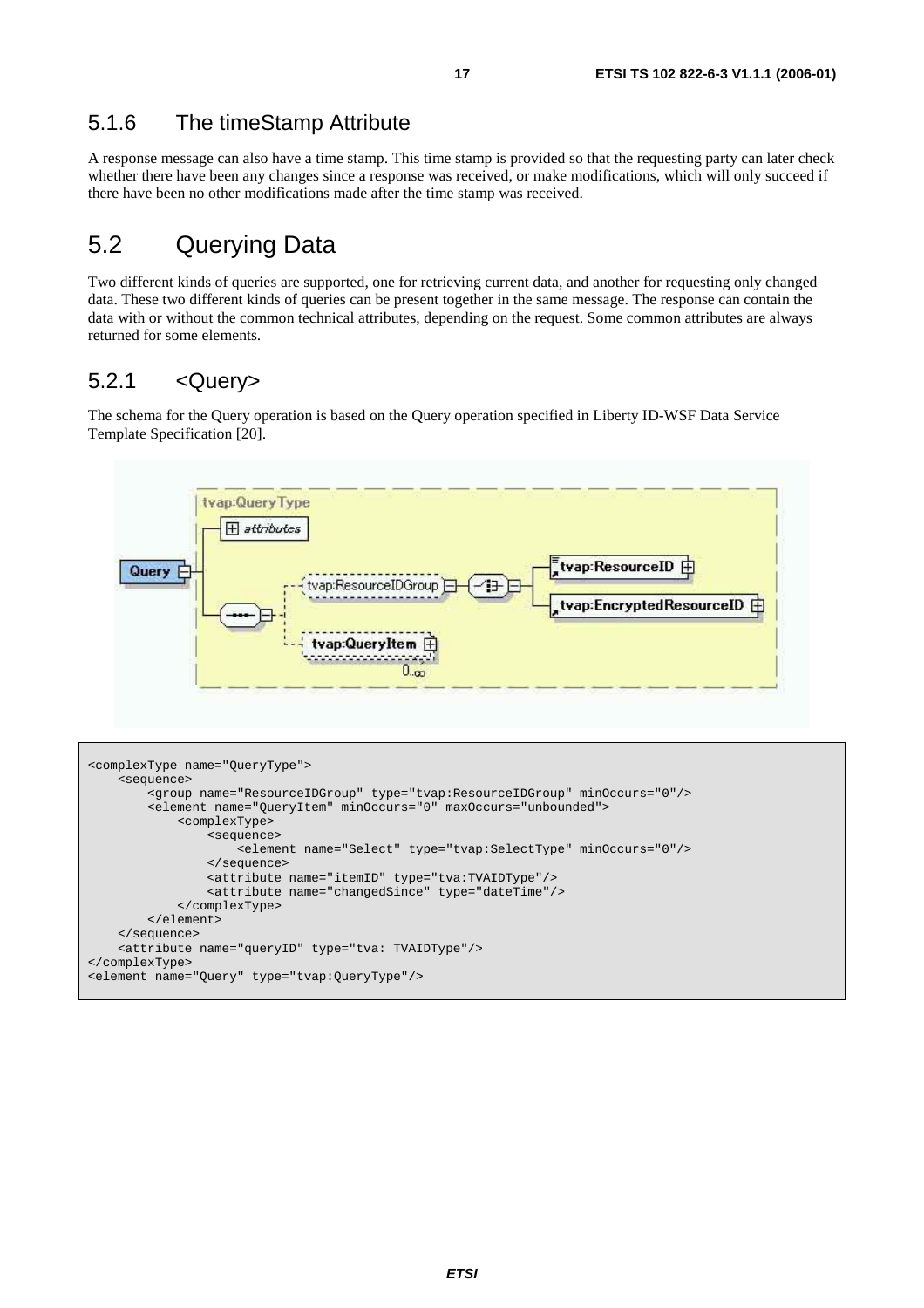### 5.1.6 The timeStamp Attribute

A response message can also have a time stamp. This time stamp is provided so that the requesting party can later check whether there have been any changes since a response was received, or make modifications, which will only succeed if there have been no other modifications made after the time stamp was received.

## 5.2 Querying Data

Two different kinds of queries are supported, one for retrieving current data, and another for requesting only changed data. These two different kinds of queries can be present together in the same message. The response can contain the data with or without the common technical attributes, depending on the request. Some common attributes are always returned for some elements.

### 5.2.1 <Query>

The schema for the Query operation is based on the Query operation specified in Liberty ID-WSF Data Service Template Specification [20].

```
<complexType name="QueryType">
    <sequence>
        <group name="ResourceIDGroup" type="tvap:ResourceIDGroup" minOccurs="0"/>
        <element name="QueryItem" minOccurs="0" maxOccurs="unbounded">
            <complexType>
                <sequence>
                    <element name="Select" type="tvap:SelectType" minOccurs="0"/>
                </sequence>
                <attribute name="itemID" type="tva:TVAIDType"/>
                <attribute name="changedSince" type="dateTime"/>
            </complexType>
        </element>
    </sequence>
    <attribute name="queryID" type="tva: TVAIDType"/>
</complexType>
<element name="Query" type="tvap:QueryType"/>
```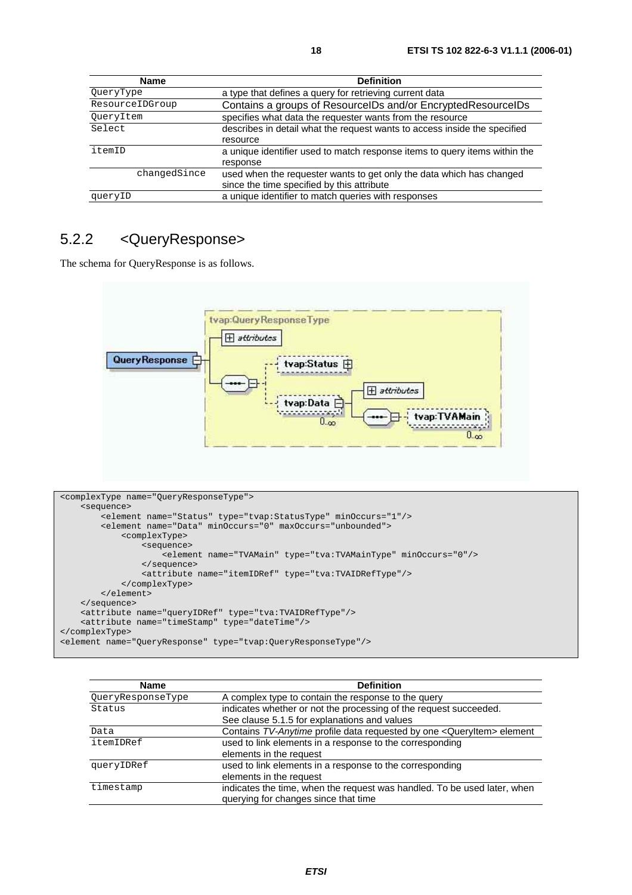| Name | Definition |
|---|---|
| QueryType | a type that defines a query for retrieving current data |
| ResourceIDGroup | Contains a groups of ResourceIDs and/or EncryptedResourceIDs |
| QueryItem | specifies what data the requester wants from the resource |
| Select | describes in detail what the request wants to access inside the specified resource |
| itemID | a unique identifier used to match response items to query items within the response |
| changedSince | used when the requester wants to get only the data which has changed since the time specified by this attribute |
| queryID | a unique identifier to match queries with responses |

### 5.2.2 <QueryResponse>

The schema for QueryResponse is as follows.

```
<complexType name="QueryResponseType">
    <sequence>
        <element name="Status" type="tvap:StatusType" minOccurs="1"/>
        <element name="Data" minOccurs="0" maxOccurs="unbounded">
            <complexType>
                <sequence>
                    <element name="TVAMain" type="tva:TVAMainType" minOccurs="0"/>
                </sequence>
                <attribute name="itemIDRef" type="tva:TVAIDRefType"/>
            </complexType>
        </element>
    </sequence>
    <attribute name="queryIDRef" type="tva:TVAIDRefType"/>
    <attribute name="timeStamp" type="dateTime"/>
</complexType>
<element name="QueryResponse" type="tvap:QueryResponseType"/>
```

| Name | Definition |
|---|---|
| QueryResponseType | A complex type to contain the response to the query |
| Status | indicates whether or not the processing of the request succeeded. See clause 5.1.5 for explanations and values |
| Data | Contains *TV-Anytime* profile data requested by one <QueryItem> element |
| itemIDRef | used to link elements in a response to the corresponding elements in the request |
| queryIDRef | used to link elements in a response to the corresponding elements in the request |
| timestamp | indicates the time, when the request was handled. To be used later, when querying for changes since that time |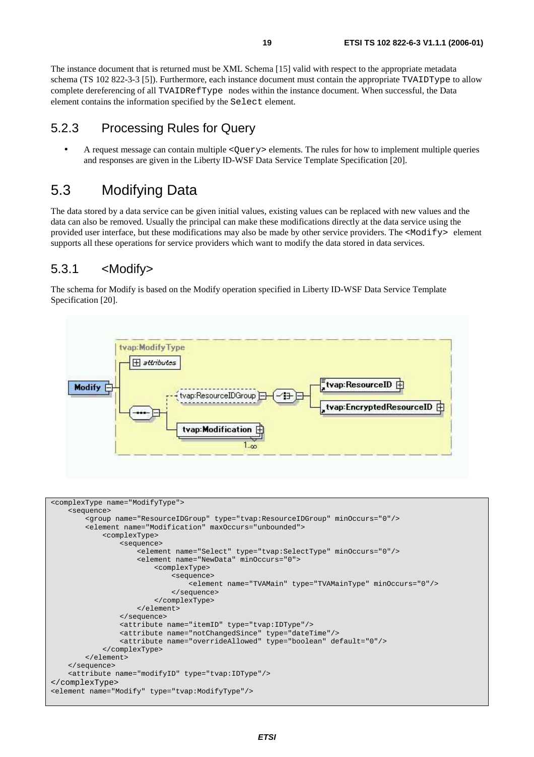The instance document that is returned must be XML Schema [15] valid with respect to the appropriate metadata schema (TS 102 822-3-3 [5]). Furthermore, each instance document must contain the appropriate TVAIDType to allow complete dereferencing of all TVAIDRefType nodes within the instance document. When successful, the Data element contains the information specified by the Select element.

### 5.2.3 Processing Rules for Query

- A request message can contain multiple <Query> elements. The rules for how to implement multiple queries and responses are given in the Liberty ID-WSF Data Service Template Specification [20].

## 5.3 Modifying Data

The data stored by a data service can be given initial values, existing values can be replaced with new values and the data can also be removed. Usually the principal can make these modifications directly at the data service using the provided user interface, but these modifications may also be made by other service providers. The <Modify> element supports all these operations for service providers which want to modify the data stored in data services.

### 5.3.1 <Modify>

The schema for Modify is based on the Modify operation specified in Liberty ID-WSF Data Service Template Specification [20].

```
<complexType name="ModifyType">
    <sequence>
        <group name="ResourceIDGroup" type="tvap:ResourceIDGroup" minOccurs="0"/>
        <element name="Modification" maxOccurs="unbounded">
            <complexType>
                <sequence>
                    <element name="Select" type="tvap:SelectType" minOccurs="0"/>
                    <element name="NewData" minOccurs="0">
                        <complexType>
                            <sequence>
                                <element name="TVAMain" type="TVAMainType" minOccurs="0"/>
                            </sequence>
                        </complexType>
                    </element>
                </sequence>
                <attribute name="itemID" type="tvap:IDType"/>
                <attribute name="notChangedSince" type="dateTime"/>
                <attribute name="overrideAllowed" type="boolean" default="0"/>
            </complexType>
        </element>
    </sequence>
    <attribute name="modifyID" type="tvap:IDType"/>
</complexType>
<element name="Modify" type="tvap:ModifyType"/>
```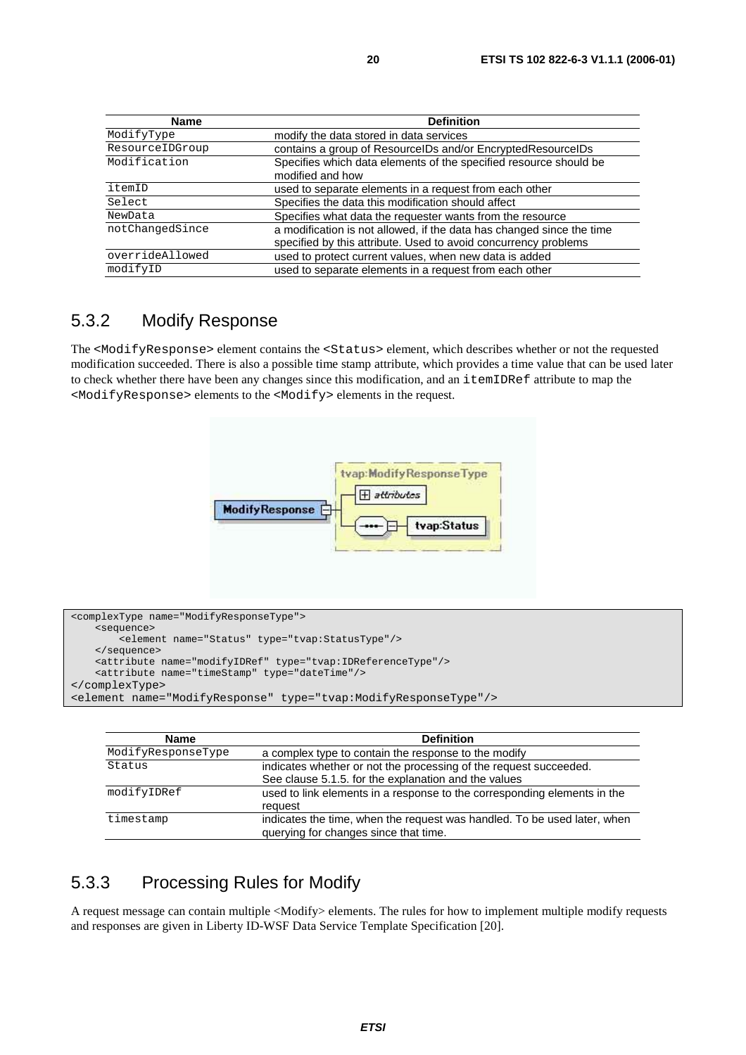| Name | Definition |
| --- | --- |
| ModifyType | modify the data stored in data services |
| ResourceIDGroup | contains a group of ResourceIDs and/or EncryptedResourceIDs |
| Modification | Specifies which data elements of the specified resource should be modified and how |
| itemID | used to separate elements in a request from each other |
| Select | Specifies the data this modification should affect |
| NewData | Specifies what data the requester wants from the resource |
| notChangedSince | a modification is not allowed, if the data has changed since the time specified by this attribute. Used to avoid concurrency problems |
| overrideAllowed | used to protect current values, when new data is added |
| modifyID | used to separate elements in a request from each other |

## 5.3.2 Modify Response

The `<ModifyResponse>` element contains the `<Status>` element, which describes whether or not the requested modification succeeded. There is also a possible time stamp attribute, which provides a time value that can be used later to check whether there have been any changes since this modification, and an `itemIDRef` attribute to map the `<ModifyResponse>` elements to the `<Modify>` elements in the request.

```
<complexType name="ModifyResponseType">
    <sequence>
        <element name="Status" type="tvap:StatusType"/>
    </sequence>
    <attribute name="modifyIDRef" type="tvap:IDReferenceType"/>
    <attribute name="timeStamp" type="dateTime"/>
</complexType>
<element name="ModifyResponse" type="tvap:ModifyResponseType"/>
```

| Name | Definition |
| --- | --- |
| ModifyResponseType | a complex type to contain the response to the modify |
| Status | indicates whether or not the processing of the request succeeded. See clause 5.1.5. for the explanation and the values |
| modifyIDRef | used to link elements in a response to the corresponding elements in the request |
| timestamp | indicates the time, when the request was handled. To be used later, when querying for changes since that time. |

## 5.3.3 Processing Rules for Modify

A request message can contain multiple <Modify> elements. The rules for how to implement multiple modify requests and responses are given in Liberty ID-WSF Data Service Template Specification [20].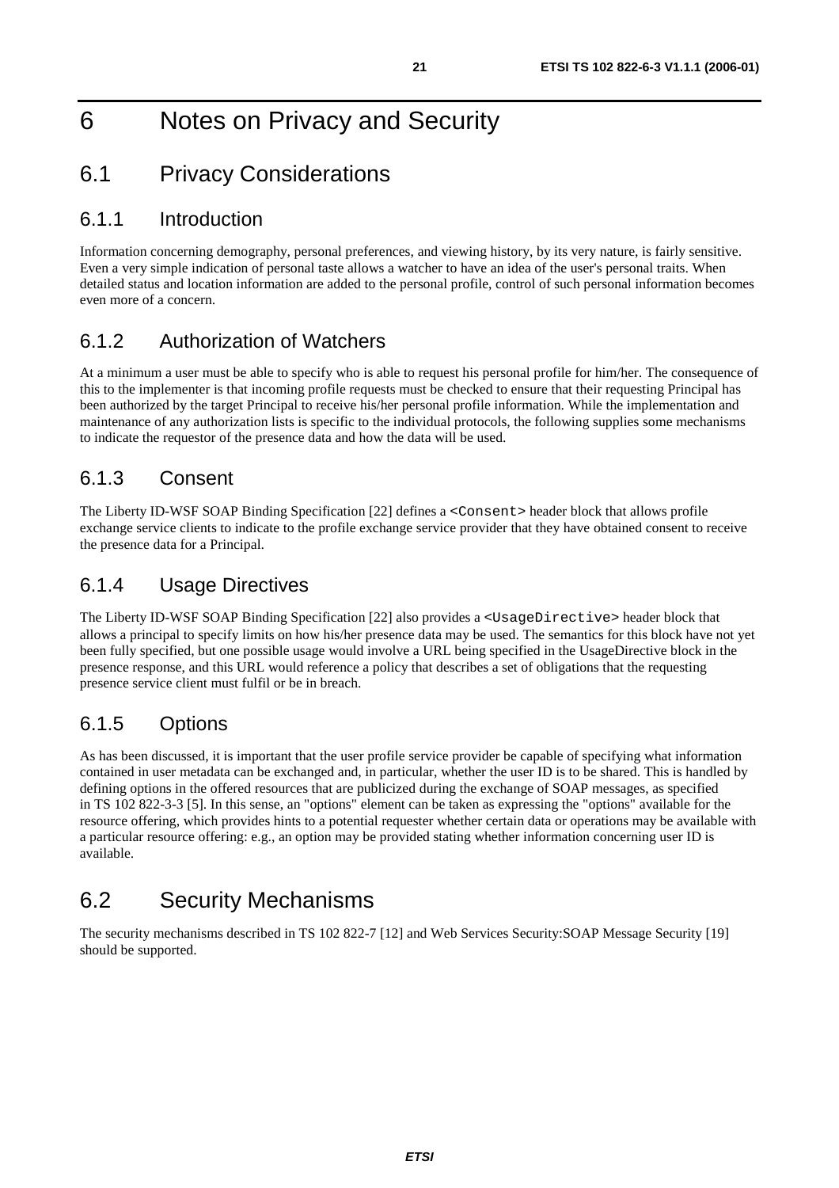# 6 Notes on Privacy and Security

## 6.1 Privacy Considerations

### 6.1.1 Introduction

Information concerning demography, personal preferences, and viewing history, by its very nature, is fairly sensitive. Even a very simple indication of personal taste allows a watcher to have an idea of the user's personal traits. When detailed status and location information are added to the personal profile, control of such personal information becomes even more of a concern.

### 6.1.2 Authorization of Watchers

At a minimum a user must be able to specify who is able to request his personal profile for him/her. The consequence of this to the implementer is that incoming profile requests must be checked to ensure that their requesting Principal has been authorized by the target Principal to receive his/her personal profile information. While the implementation and maintenance of any authorization lists is specific to the individual protocols, the following supplies some mechanisms to indicate the requestor of the presence data and how the data will be used.

### 6.1.3 Consent

The Liberty ID-WSF SOAP Binding Specification [22] defines a `<Consent>` header block that allows profile exchange service clients to indicate to the profile exchange service provider that they have obtained consent to receive the presence data for a Principal.

### 6.1.4 Usage Directives

The Liberty ID-WSF SOAP Binding Specification [22] also provides a `<UsageDirective>` header block that allows a principal to specify limits on how his/her presence data may be used. The semantics for this block have not yet been fully specified, but one possible usage would involve a URL being specified in the UsageDirective block in the presence response, and this URL would reference a policy that describes a set of obligations that the requesting presence service client must fulfil or be in breach.

### 6.1.5 Options

As has been discussed, it is important that the user profile service provider be capable of specifying what information contained in user metadata can be exchanged and, in particular, whether the user ID is to be shared. This is handled by defining options in the offered resources that are publicized during the exchange of SOAP messages, as specified in TS 102 822-3-3 [5]. In this sense, an "options" element can be taken as expressing the "options" available for the resource offering, which provides hints to a potential requester whether certain data or operations may be available with a particular resource offering: e.g., an option may be provided stating whether information concerning user ID is available.

## 6.2 Security Mechanisms

The security mechanisms described in TS 102 822-7 [12] and Web Services Security:SOAP Message Security [19] should be supported.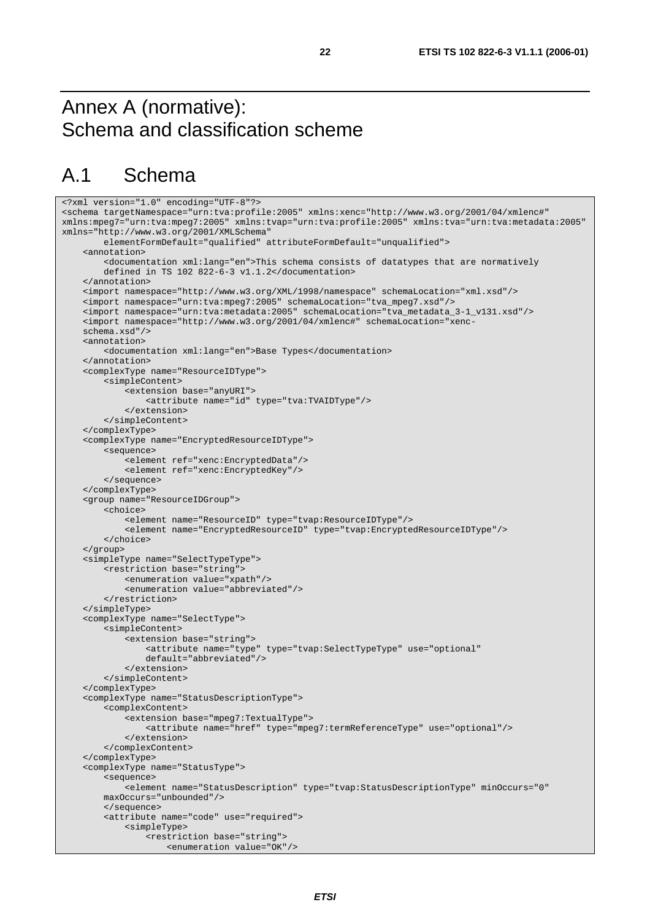# Annex A (normative): Schema and classification scheme

## A.1 Schema

```
<?xml version="1.0" encoding="UTF-8"?>
<schema targetNamespace="urn:tva:profile:2005" xmlns:xenc="http://www.w3.org/2001/04/xmlenc#"
xmlns:mpeg7="urn:tva:mpeg7:2005" xmlns:tvap="urn:tva:profile:2005" xmlns:tva="urn:tva:metadata:2005"
xmlns="http://www.w3.org/2001/XMLSchema"
        elementFormDefault="qualified" attributeFormDefault="unqualified">
    <annotation>
        <documentation xml:lang="en">This schema consists of datatypes that are normatively
        defined in TS 102 822-6-3 v1.1.2</documentation>
    </annotation>
    <import namespace="http://www.w3.org/XML/1998/namespace" schemaLocation="xml.xsd"/>
    <import namespace="urn:tva:mpeg7:2005" schemaLocation="tva_mpeg7.xsd"/>
    <import namespace="urn:tva:metadata:2005" schemaLocation="tva_metadata_3-1_v131.xsd"/>
    <import namespace="http://www.w3.org/2001/04/xmlenc#" schemaLocation="xenc-
    schema.xsd"/>
    <annotation>
        <documentation xml:lang="en">Base Types</documentation>
    </annotation>
    <complexType name="ResourceIDType">
        <simpleContent>
            <extension base="anyURI">
                <attribute name="id" type="tva:TVAIDType"/>
            </extension>
        </simpleContent>
    </complexType>
    <complexType name="EncryptedResourceIDType">
        <sequence>
            <element ref="xenc:EncryptedData"/>
            <element ref="xenc:EncryptedKey"/>
        </sequence>
    </complexType>
    <group name="ResourceIDGroup">
        <choice>
            <element name="ResourceID" type="tvap:ResourceIDType"/>
            <element name="EncryptedResourceID" type="tvap:EncryptedResourceIDType"/>
        </choice>
    </group>
    <simpleType name="SelectTypeType">
        <restriction base="string">
            <enumeration value="xpath"/>
            <enumeration value="abbreviated"/>
        </restriction>
    </simpleType>
    <complexType name="SelectType">
        <simpleContent>
            <extension base="string">
                <attribute name="type" type="tvap:SelectTypeType" use="optional"
                default="abbreviated"/>
            </extension>
        </simpleContent>
    </complexType>
    <complexType name="StatusDescriptionType">
        <complexContent>
            <extension base="mpeg7:TextualType">
                <attribute name="href" type="mpeg7:termReferenceType" use="optional"/>
            </extension>
        </complexContent>
    </complexType>
    <complexType name="StatusType">
        <sequence>
            <element name="StatusDescription" type="tvap:StatusDescriptionType" minOccurs="0"
        maxOccurs="unbounded"/>
        </sequence>
        <attribute name="code" use="required">
            <simpleType>
                <restriction base="string">
                    <enumeration value="OK"/>
```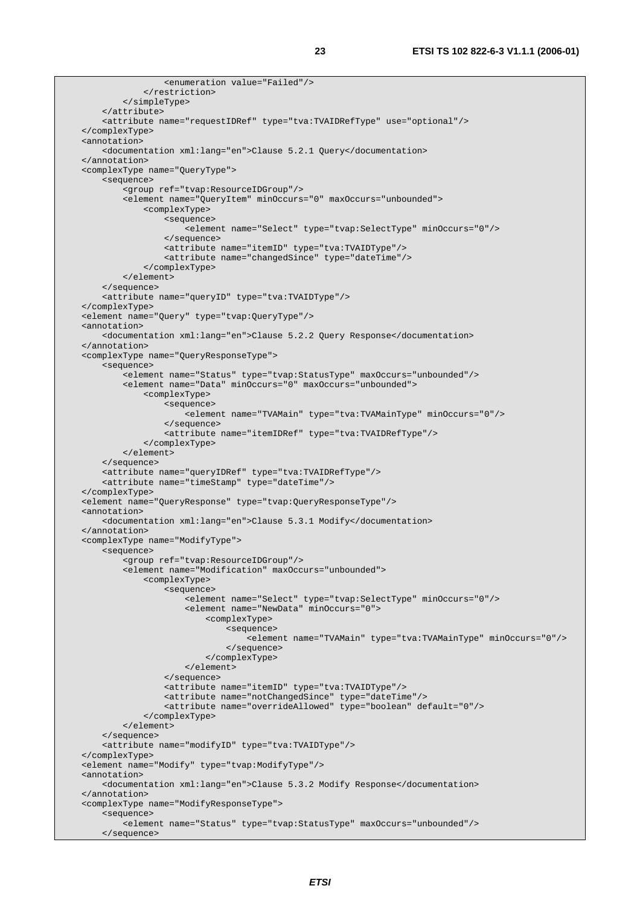```
                <enumeration value="Failed"/>
            </restriction>
        </simpleType>
    </attribute>
    <attribute name="requestIDRef" type="tva:TVAIDRefType" use="optional"/>
</complexType>
<annotation>
    <documentation xml:lang="en">Clause 5.2.1 Query</documentation>
</annotation>
<complexType name="QueryType">
    <sequence>
        <group ref="tvap:ResourceIDGroup"/>
        <element name="QueryItem" minOccurs="0" maxOccurs="unbounded">
            <complexType>
                <sequence>
                    <element name="Select" type="tvap:SelectType" minOccurs="0"/>
                </sequence>
                <attribute name="itemID" type="tva:TVAIDType"/>
                <attribute name="changedSince" type="dateTime"/>
            </complexType>
        </element>
    </sequence>
    <attribute name="queryID" type="tva:TVAIDType"/>
</complexType>
<element name="Query" type="tvap:QueryType"/>
<annotation>
    <documentation xml:lang="en">Clause 5.2.2 Query Response</documentation>
</annotation>
<complexType name="QueryResponseType">
    <sequence>
        <element name="Status" type="tvap:StatusType" maxOccurs="unbounded"/>
        <element name="Data" minOccurs="0" maxOccurs="unbounded">
            <complexType>
                <sequence>
                    <element name="TVAMain" type="tva:TVAMainType" minOccurs="0"/>
                </sequence>
                <attribute name="itemIDRef" type="tva:TVAIDRefType"/>
            </complexType>
        </element>
    </sequence>
    <attribute name="queryIDRef" type="tva:TVAIDRefType"/>
    <attribute name="timeStamp" type="dateTime"/>
</complexType>
<element name="QueryResponse" type="tvap:QueryResponseType"/>
<annotation>
    <documentation xml:lang="en">Clause 5.3.1 Modify</documentation>
</annotation>
<complexType name="ModifyType">
    <sequence>
        <group ref="tvap:ResourceIDGroup"/>
        <element name="Modification" maxOccurs="unbounded">
            <complexType>
                <sequence>
                    <element name="Select" type="tvap:SelectType" minOccurs="0"/>
                    <element name="NewData" minOccurs="0">
                        <complexType>
                            <sequence>
                                <element name="TVAMain" type="tva:TVAMainType" minOccurs="0"/>
                            </sequence>
                        </complexType>
                    </element>
                </sequence>
                <attribute name="itemID" type="tva:TVAIDType"/>
                <attribute name="notChangedSince" type="dateTime"/>
                <attribute name="overrideAllowed" type="boolean" default="0"/>
            </complexType>
        </element>
    </sequence>
    <attribute name="modifyID" type="tva:TVAIDType"/>
</complexType>
<element name="Modify" type="tvap:ModifyType"/>
<annotation>
    <documentation xml:lang="en">Clause 5.3.2 Modify Response</documentation>
</annotation>
<complexType name="ModifyResponseType">
    <sequence>
        <element name="Status" type="tvap:StatusType" maxOccurs="unbounded"/>
    </sequence>
```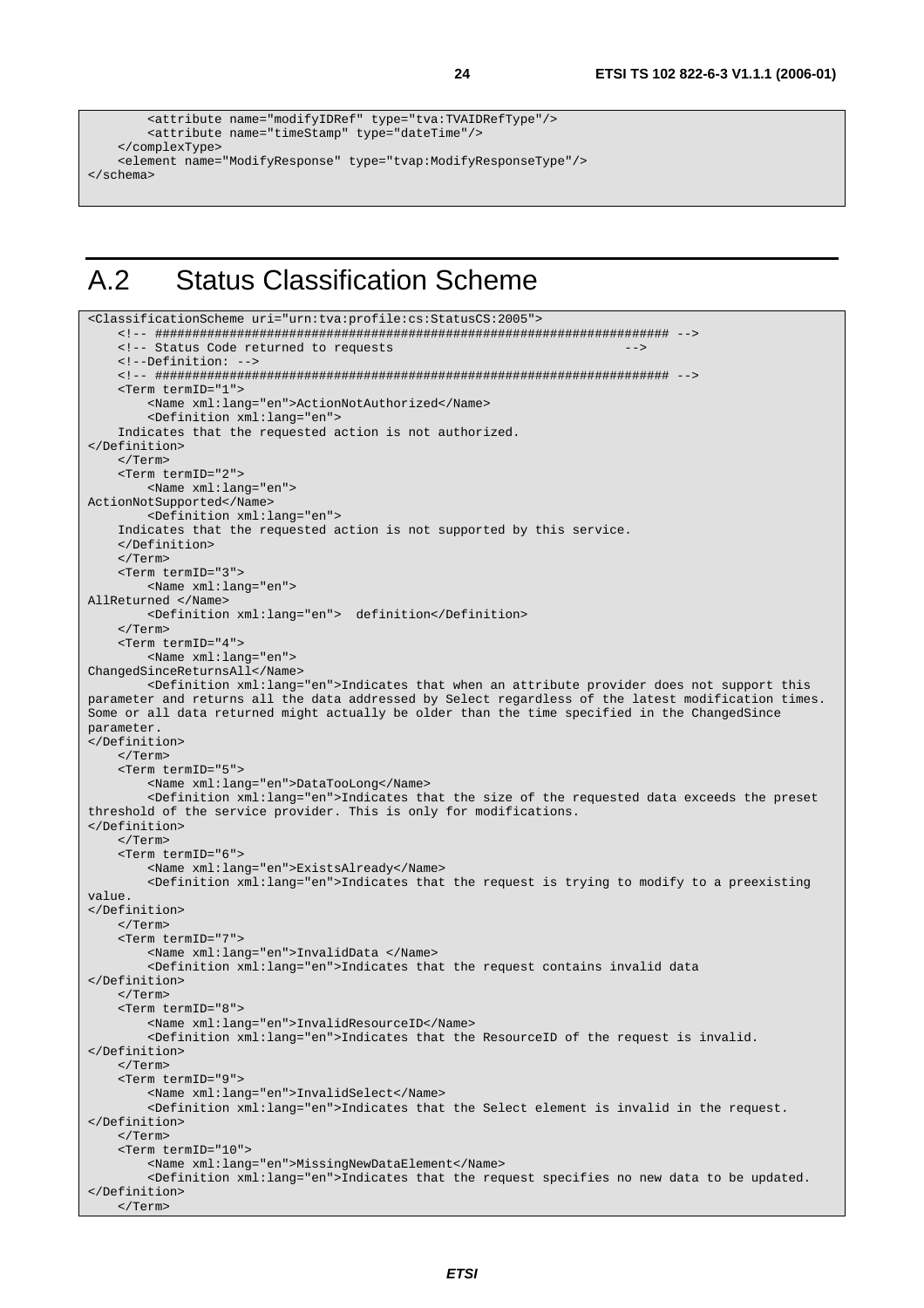```
        <attribute name="modifyIDRef" type="tva:TVAIDRefType"/>
        <attribute name="timeStamp" type="dateTime"/>
    </complexType>
    <element name="ModifyResponse" type="tvap:ModifyResponseType"/>
</schema>
```

# A.2 Status Classification Scheme

```
<ClassificationScheme uri="urn:tva:profile:cs:StatusCS:2005">
    <!-- ##################################################################### -->
    <!-- Status Code returned to requests                                   -->
    <!--Definition: -->
    <!-- ##################################################################### -->
    <Term termID="1">
        <Name xml:lang="en">ActionNotAuthorized</Name>
        <Definition xml:lang="en">
    Indicates that the requested action is not authorized.
</Definition>
    </Term>
    <Term termID="2">
        <Name xml:lang="en">
ActionNotSupported</Name>
        <Definition xml:lang="en">
    Indicates that the requested action is not supported by this service.
    </Definition>
    </Term>
    <Term termID="3">
        <Name xml:lang="en">
AllReturned </Name>
        <Definition xml:lang="en">  definition</Definition>
    </Term>
    <Term termID="4">
        <Name xml:lang="en">
ChangedSinceReturnsAll</Name>
        <Definition xml:lang="en">Indicates that when an attribute provider does not support this
parameter and returns all the data addressed by Select regardless of the latest modification times.
Some or all data returned might actually be older than the time specified in the ChangedSince
parameter.
</Definition>
    </Term>
    <Term termID="5">
        <Name xml:lang="en">DataTooLong</Name>
        <Definition xml:lang="en">Indicates that the size of the requested data exceeds the preset
threshold of the service provider. This is only for modifications.
</Definition>
    </Term>
    <Term termID="6">
        <Name xml:lang="en">ExistsAlready</Name>
        <Definition xml:lang="en">Indicates that the request is trying to modify to a preexisting
value.
</Definition>
    </Term>
    <Term termID="7">
        <Name xml:lang="en">InvalidData </Name>
        <Definition xml:lang="en">Indicates that the request contains invalid data
</Definition>
    </Term>
    <Term termID="8">
        <Name xml:lang="en">InvalidResourceID</Name>
        <Definition xml:lang="en">Indicates that the ResourceID of the request is invalid.
</Definition>
    </Term>
    <Term termID="9">
        <Name xml:lang="en">InvalidSelect</Name>
        <Definition xml:lang="en">Indicates that the Select element is invalid in the request.
</Definition>
    </Term>
    <Term termID="10">
        <Name xml:lang="en">MissingNewDataElement</Name>
        <Definition xml:lang="en">Indicates that the request specifies no new data to be updated.
</Definition>
    </Term>
```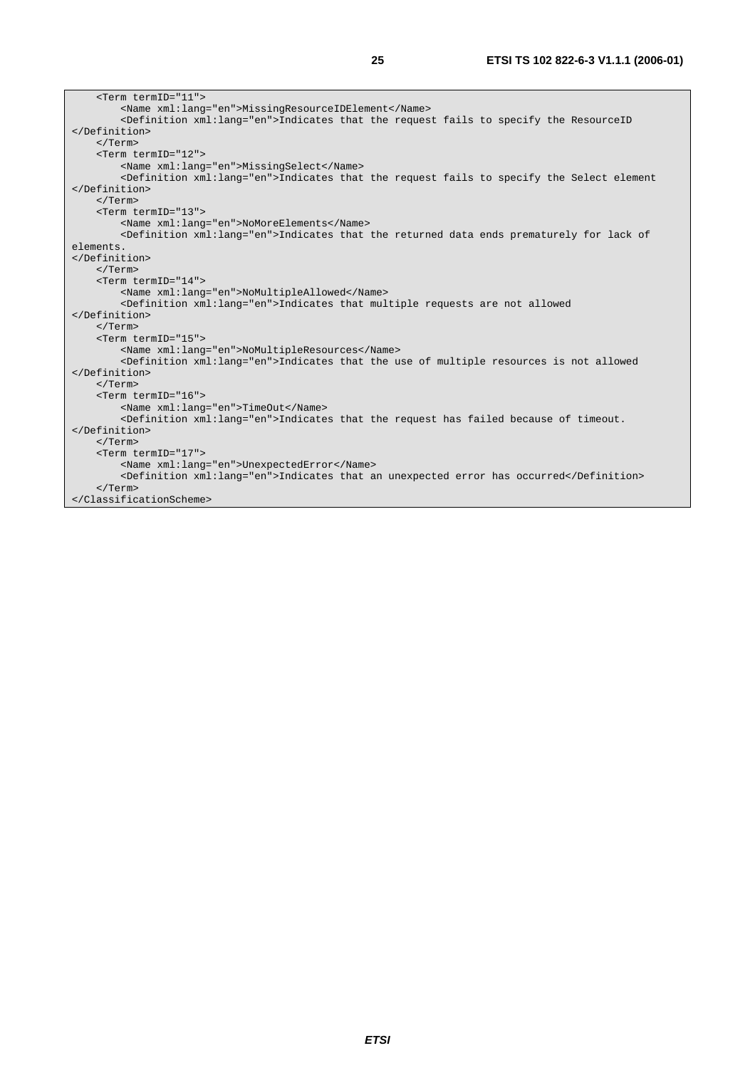```
    <Term termID="11">
        <Name xml:lang="en">MissingResourceIDElement</Name>
        <Definition xml:lang="en">Indicates that the request fails to specify the ResourceID
</Definition>
    </Term>
    <Term termID="12">
        <Name xml:lang="en">MissingSelect</Name>
        <Definition xml:lang="en">Indicates that the request fails to specify the Select element
</Definition>
    </Term>
    <Term termID="13">
        <Name xml:lang="en">NoMoreElements</Name>
        <Definition xml:lang="en">Indicates that the returned data ends prematurely for lack of
elements.
</Definition>
    </Term>
    <Term termID="14">
        <Name xml:lang="en">NoMultipleAllowed</Name>
        <Definition xml:lang="en">Indicates that multiple requests are not allowed
</Definition>
    </Term>
    <Term termID="15">
        <Name xml:lang="en">NoMultipleResources</Name>
        <Definition xml:lang="en">Indicates that the use of multiple resources is not allowed
</Definition>
    </Term>
    <Term termID="16">
        <Name xml:lang="en">TimeOut</Name>
        <Definition xml:lang="en">Indicates that the request has failed because of timeout.
</Definition>
    </Term>
    <Term termID="17">
        <Name xml:lang="en">UnexpectedError</Name>
        <Definition xml:lang="en">Indicates that an unexpected error has occurred</Definition>
    </Term>
</ClassificationScheme>
```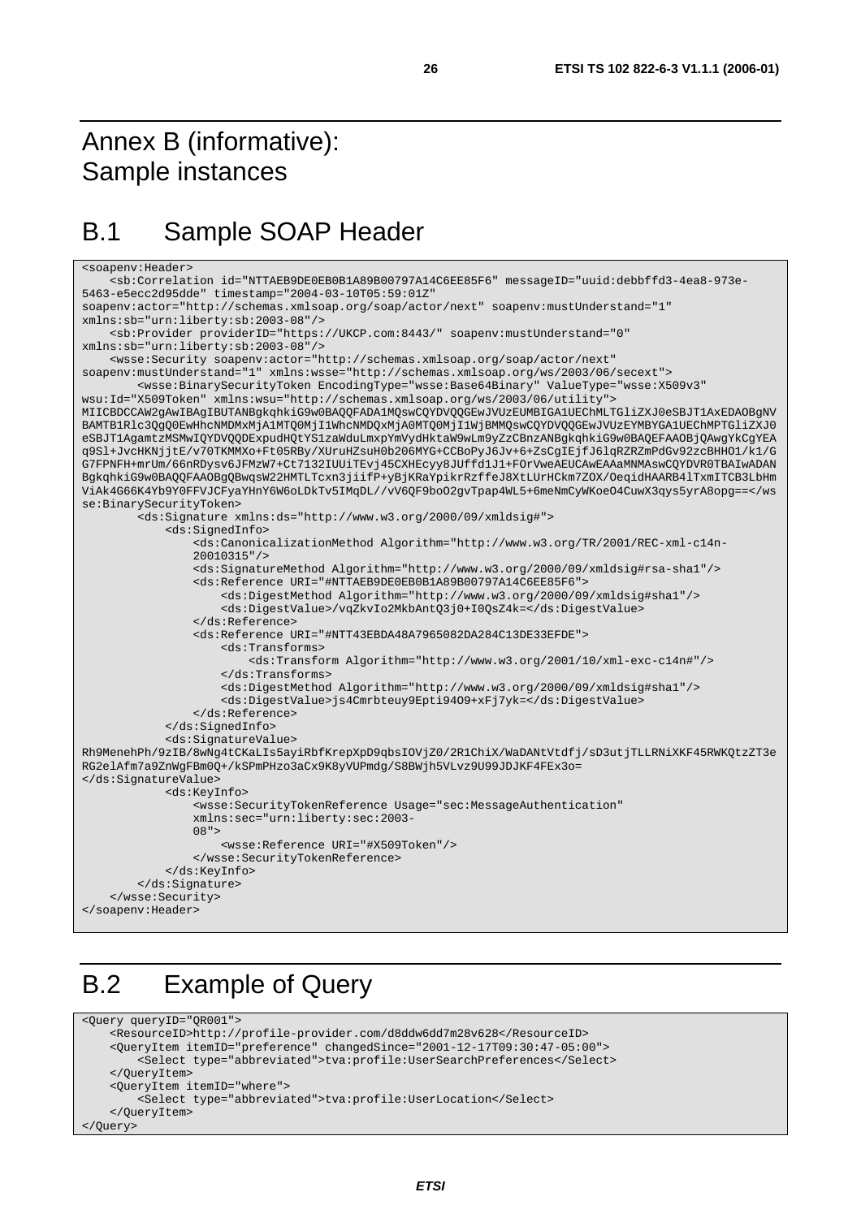# Annex B (informative): Sample instances

## B.1 Sample SOAP Header

```
<soapenv:Header>
    <sb:Correlation id="NTTAEB9DE0EB0B1A89B00797A14C6EE85F6" messageID="uuid:debbffd3-4ea8-973e-
5463-e5ecc2d95dde" timestamp="2004-03-10T05:59:01Z"
soapenv:actor="http://schemas.xmlsoap.org/soap/actor/next" soapenv:mustUnderstand="1"
xmlns:sb="urn:liberty:sb:2003-08"/>
    <sb:Provider providerID="https://UKCP.com:8443/" soapenv:mustUnderstand="0"
xmlns:sb="urn:liberty:sb:2003-08"/>
    <wsse:Security soapenv:actor="http://schemas.xmlsoap.org/soap/actor/next"
soapenv:mustUnderstand="1" xmlns:wsse="http://schemas.xmlsoap.org/ws/2003/06/secext">
        <wsse:BinarySecurityToken EncodingType="wsse:Base64Binary" ValueType="wsse:X509v3"
wsu:Id="X509Token" xmlns:wsu="http://schemas.xmlsoap.org/ws/2003/06/utility">
MIICBDCCAW2gAwIBAgIBUTANBgkqhkiG9w0BAQQFADA1MQswCQYDVQQGEwJVUzEUMBIGA1UEChMLTGliZXJ0eSBJT1AxEDAOBgNV
BAMTB1Rlc3QgQ0EwHhcNMDMxMjA1MTQ0MjI1WhcNMDQxMjA0MTQ0MjI1WjBMMQswCQYDVQQGEwJVUzEYMBYGA1UEChMPTGliZXJ0
eSBJT1AgamtzMSMwIQYDVQQDExpudHQtYS1zaWduLmxpYmVydHktaW9wLm9yZzCBnzANBgkqhkiG9w0BAQEFAAOBjQAwgYkCgYEA
q9Sl+JvcHKNjjtE/v70TKMMXo+Ft05RBy/XUruHZsuH0b206MYG+CCBoPyJ6Jv+6+ZsCgIEjfJ6lqRZRZmPdGv92zcBHHO1/k1/G
G7FPNFH+mrUm/66nRDysv6JFMzW7+Ct7132IUUiTEvj45CXHEcyy8JUffd1J1+FOrVweAEUCAwEAAaMNMAswCQYDVR0TBAIwADAN
BgkqhkiG9w0BAQQFAAOBgQBwqsW22HMTLTcxn3jiifP+yBjKRaYpikrRzffeJ8XtLUrHCkm7ZOX/OeqidHAARB4lTxmITCB3LbHm
ViAk4G66K4Yb9Y0FFVJCFyaYHnY6W6oLDkTv5IMqDL//vV6QF9boO2gvTpap4WL5+6meNmCyWKoeO4CuwX3qys5yrA8opg==</ws
se:BinarySecurityToken>
        <ds:Signature xmlns:ds="http://www.w3.org/2000/09/xmldsig#">
            <ds:SignedInfo>
                <ds:CanonicalizationMethod Algorithm="http://www.w3.org/TR/2001/REC-xml-c14n-
                20010315"/>
                <ds:SignatureMethod Algorithm="http://www.w3.org/2000/09/xmldsig#rsa-sha1"/>
                <ds:Reference URI="#NTTAEB9DE0EB0B1A89B00797A14C6EE85F6">
                    <ds:DigestMethod Algorithm="http://www.w3.org/2000/09/xmldsig#sha1"/>
                    <ds:DigestValue>/vqZkvIo2MkbAntQ3j0+I0QsZ4k=</ds:DigestValue>
                </ds:Reference>
                <ds:Reference URI="#NTT43EBDA48A7965082DA284C13DE33EFDE">
                    <ds:Transforms>
                        <ds:Transform Algorithm="http://www.w3.org/2001/10/xml-exc-c14n#"/>
                    </ds:Transforms>
                    <ds:DigestMethod Algorithm="http://www.w3.org/2000/09/xmldsig#sha1"/>
                    <ds:DigestValue>js4Cmrbteuy9Epti94O9+xFj7yk=</ds:DigestValue>
                </ds:Reference>
            </ds:SignedInfo>
            <ds:SignatureValue>
Rh9MenehPh/9zIB/8wNg4tCKaLIs5ayiRbfKrepXpD9qbsIOVjZ0/2R1ChiX/WaDANtVtdfj/sD3utjTLLRNiXKF45RWKQtzZT3e
RG2elAfm7a9ZnWgFBm0Q+/kSPmPHzo3aCx9K8yVUPmdg/S8BWjh5VLvz9U99JDJKF4FEx3o=
</ds:SignatureValue>
            <ds:KeyInfo>
                <wsse:SecurityTokenReference Usage="sec:MessageAuthentication"
                xmlns:sec="urn:liberty:sec:2003-
                08">
                    <wsse:Reference URI="#X509Token"/>
                </wsse:SecurityTokenReference>
            </ds:KeyInfo>
        </ds:Signature>
    </wsse:Security>
</soapenv:Header>
```

## B.2 Example of Query

```
<Query queryID="QR001">
    <ResourceID>http://profile-provider.com/d8ddw6dd7m28v628</ResourceID>
    <QueryItem itemID="preference" changedSince="2001-12-17T09:30:47-05:00">
        <Select type="abbreviated">tva:profile:UserSearchPreferences</Select>
    </QueryItem>
    <QueryItem itemID="where">
        <Select type="abbreviated">tva:profile:UserLocation</Select>
    </QueryItem>
</Query>
```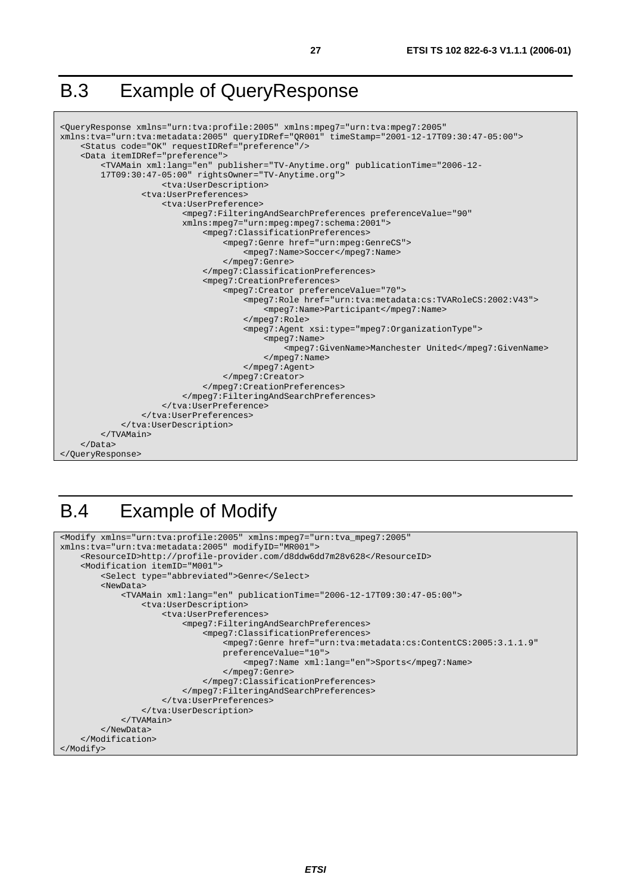# B.3 Example of QueryResponse

```
<QueryResponse xmlns="urn:tva:profile:2005" xmlns:mpeg7="urn:tva:mpeg7:2005"
xmlns:tva="urn:tva:metadata:2005" queryIDRef="QR001" timeStamp="2001-12-17T09:30:47-05:00">
    <Status code="OK" requestIDRef="preference"/>
    <Data itemIDRef="preference">
        <TVAMain xml:lang="en" publisher="TV-Anytime.org" publicationTime="2006-12-
        17T09:30:47-05:00" rightsOwner="TV-Anytime.org">
                    <tva:UserDescription>
                <tva:UserPreferences>
                    <tva:UserPreference>
                        <mpeg7:FilteringAndSearchPreferences preferenceValue="90"
                        xmlns:mpeg7="urn:mpeg:mpeg7:schema:2001">
                            <mpeg7:ClassificationPreferences>
                                <mpeg7:Genre href="urn:mpeg:GenreCS">
                                    <mpeg7:Name>Soccer</mpeg7:Name>
                                </mpeg7:Genre>
                            </mpeg7:ClassificationPreferences>
                            <mpeg7:CreationPreferences>
                                <mpeg7:Creator preferenceValue="70">
                                    <mpeg7:Role href="urn:tva:metadata:cs:TVARoleCS:2002:V43">
                                        <mpeg7:Name>Participant</mpeg7:Name>
                                    </mpeg7:Role>
                                    <mpeg7:Agent xsi:type="mpeg7:OrganizationType">
                                        <mpeg7:Name>
                                            <mpeg7:GivenName>Manchester United</mpeg7:GivenName>
                                        </mpeg7:Name>
                                    </mpeg7:Agent>
                                </mpeg7:Creator>
                            </mpeg7:CreationPreferences>
                        </mpeg7:FilteringAndSearchPreferences>
                    </tva:UserPreference>
                </tva:UserPreferences>
            </tva:UserDescription>
        </TVAMain>
    </Data>
</QueryResponse>
```

# B.4 Example of Modify

```
<Modify xmlns="urn:tva:profile:2005" xmlns:mpeg7="urn:tva_mpeg7:2005"
xmlns:tva="urn:tva:metadata:2005" modifyID="MR001">
    <ResourceID>http://profile-provider.com/d8ddw6dd7m28v628</ResourceID>
    <Modification itemID="M001">
        <Select type="abbreviated">Genre</Select>
        <NewData>
            <TVAMain xml:lang="en" publicationTime="2006-12-17T09:30:47-05:00">
                <tva:UserDescription>
                    <tva:UserPreferences>
                        <mpeg7:FilteringAndSearchPreferences>
                            <mpeg7:ClassificationPreferences>
                                <mpeg7:Genre href="urn:tva:metadata:cs:ContentCS:2005:3.1.1.9"
                                preferenceValue="10">
                                    <mpeg7:Name xml:lang="en">Sports</mpeg7:Name>
                                </mpeg7:Genre>
                            </mpeg7:ClassificationPreferences>
                        </mpeg7:FilteringAndSearchPreferences>
                    </tva:UserPreferences>
                </tva:UserDescription>
            </TVAMain>
        </NewData>
    </Modification>
</Modify>
```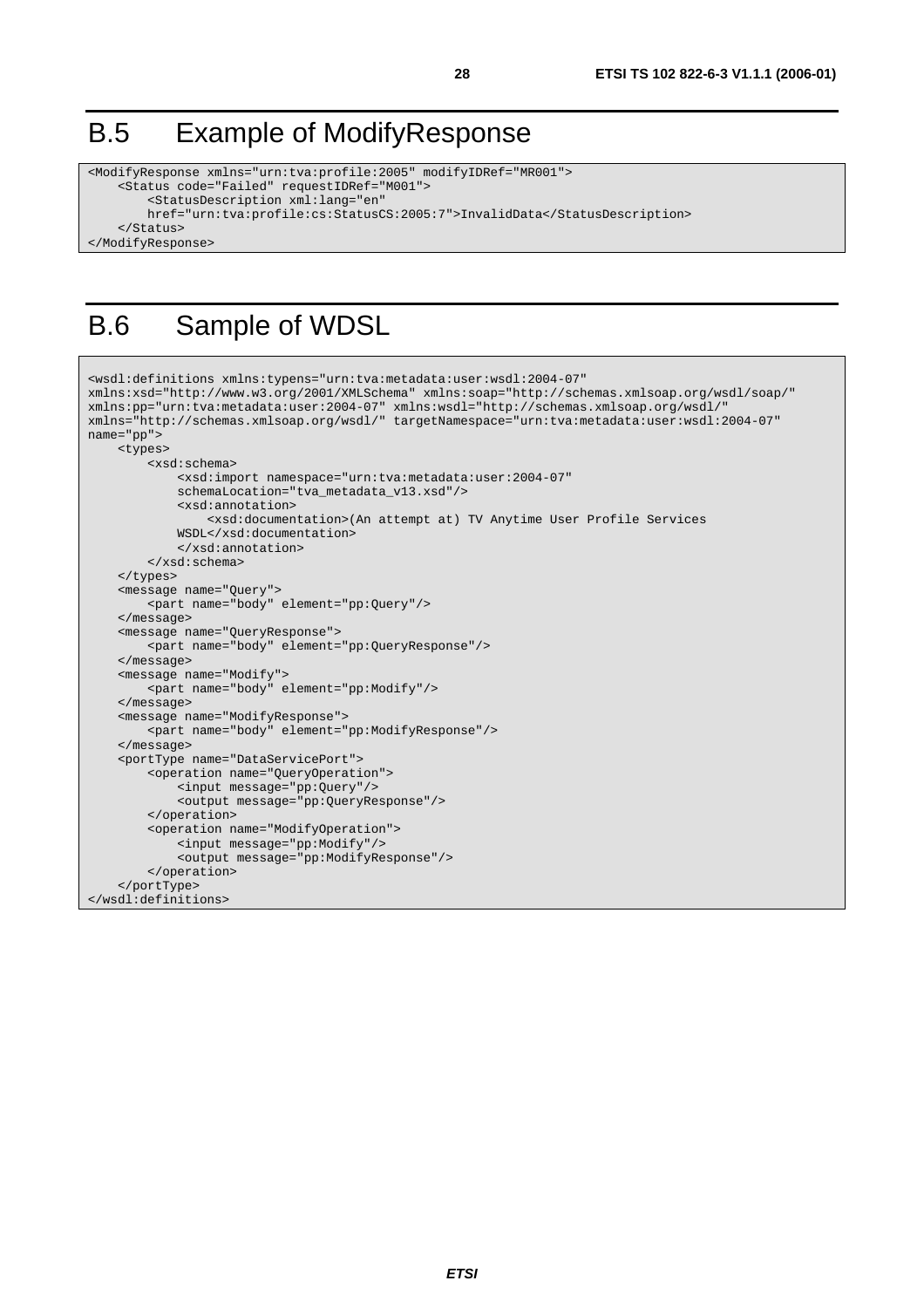# B.5 Example of ModifyResponse

```
<ModifyResponse xmlns="urn:tva:profile:2005" modifyIDRef="MR001">
    <Status code="Failed" requestIDRef="M001">
        <StatusDescription xml:lang="en"
        href="urn:tva:profile:cs:StatusCS:2005:7">InvalidData</StatusDescription>
    </Status>
</ModifyResponse>
```

# B.6 Sample of WDSL

```
<wsdl:definitions xmlns:typens="urn:tva:metadata:user:wsdl:2004-07"
xmlns:xsd="http://www.w3.org/2001/XMLSchema" xmlns:soap="http://schemas.xmlsoap.org/wsdl/soap/"
xmlns:pp="urn:tva:metadata:user:2004-07" xmlns:wsdl="http://schemas.xmlsoap.org/wsdl/"
xmlns="http://schemas.xmlsoap.org/wsdl/" targetNamespace="urn:tva:metadata:user:wsdl:2004-07"
name="pp">
    <types>
        <xsd:schema>
            <xsd:import namespace="urn:tva:metadata:user:2004-07"
            schemaLocation="tva_metadata_v13.xsd"/>
            <xsd:annotation>
                <xsd:documentation>(An attempt at) TV Anytime User Profile Services
            WSDL</xsd:documentation>
            </xsd:annotation>
        </xsd:schema>
    </types>
    <message name="Query">
        <part name="body" element="pp:Query"/>
    </message>
    <message name="QueryResponse">
        <part name="body" element="pp:QueryResponse"/>
    </message>
    <message name="Modify">
        <part name="body" element="pp:Modify"/>
    </message>
    <message name="ModifyResponse">
        <part name="body" element="pp:ModifyResponse"/>
    </message>
    <portType name="DataServicePort">
        <operation name="QueryOperation">
            <input message="pp:Query"/>
            <output message="pp:QueryResponse"/>
        </operation>
        <operation name="ModifyOperation">
            <input message="pp:Modify"/>
            <output message="pp:ModifyResponse"/>
        </operation>
    </portType>
</wsdl:definitions>
```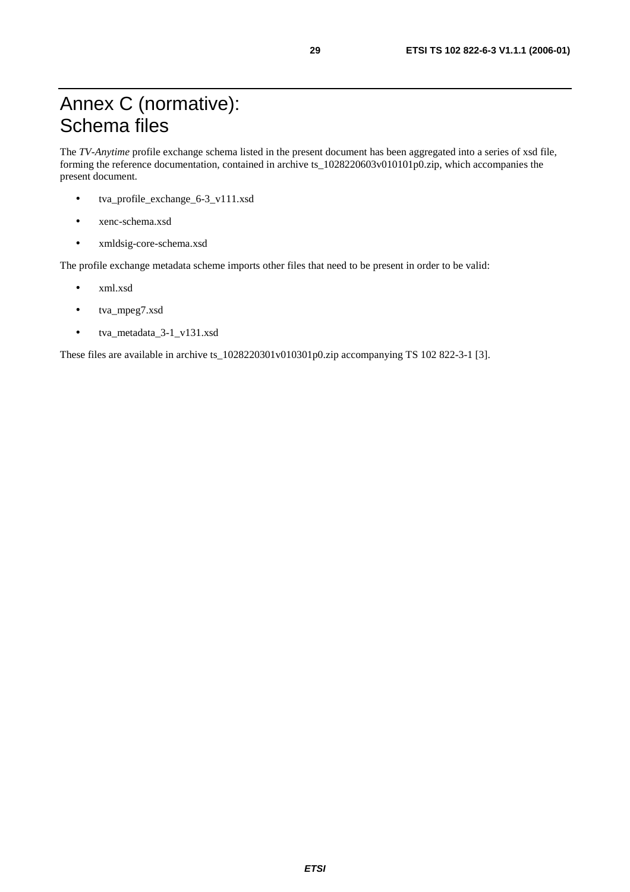# Annex C (normative): Schema files

The *TV-Anytime* profile exchange schema listed in the present document has been aggregated into a series of xsd file, forming the reference documentation, contained in archive ts_1028220603v010101p0.zip, which accompanies the present document.

- tva_profile_exchange_6-3_v111.xsd
- xenc-schema.xsd
- xmldsig-core-schema.xsd

The profile exchange metadata scheme imports other files that need to be present in order to be valid:

- xml.xsd
- tva_mpeg7.xsd
- tva_metadata_3-1_v131.xsd

These files are available in archive ts_1028220301v010301p0.zip accompanying TS 102 822-3-1 [3].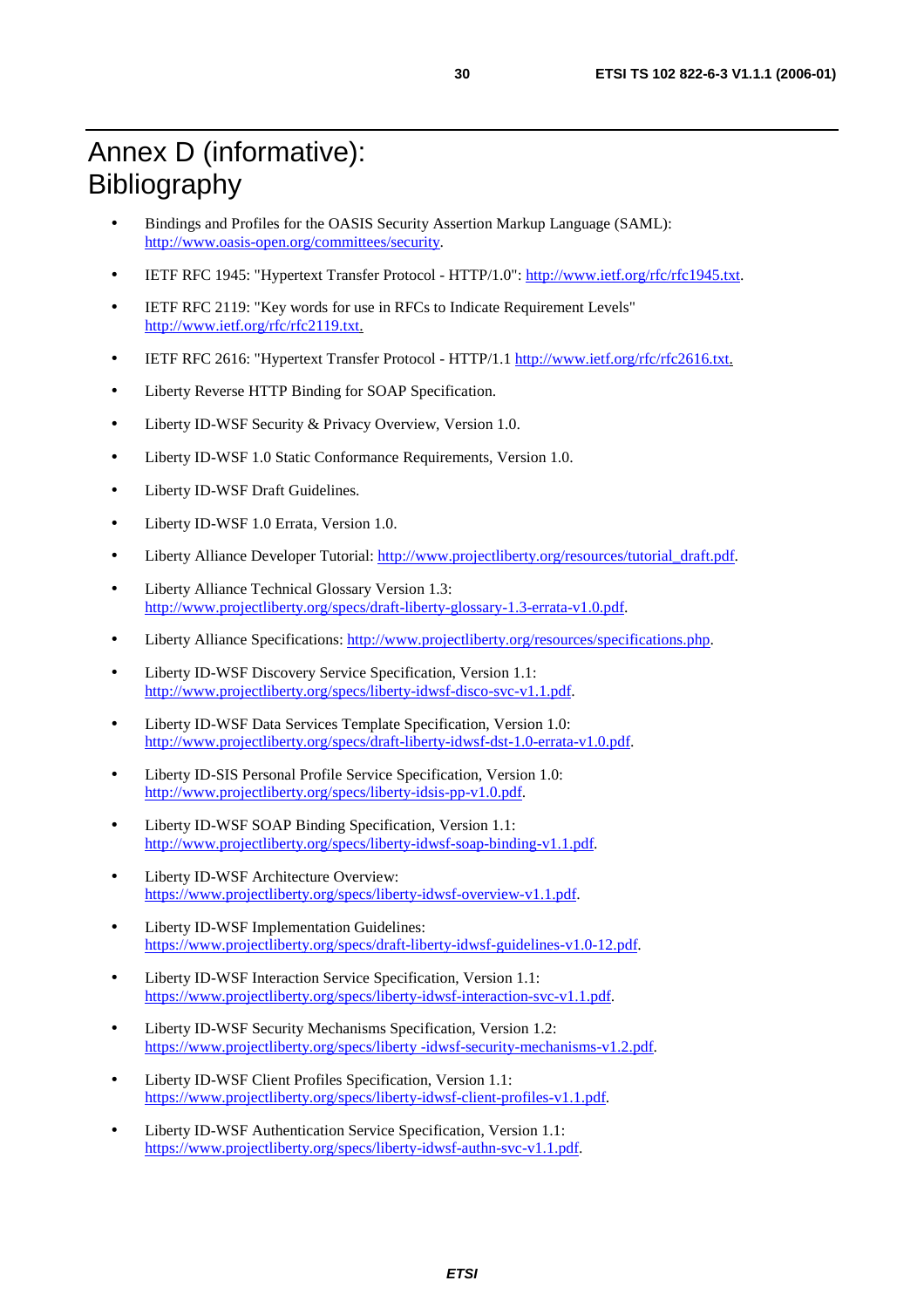# Annex D (informative): Bibliography

- Bindings and Profiles for the OASIS Security Assertion Markup Language (SAML): http://www.oasis-open.org/committees/security.
- IETF RFC 1945: "Hypertext Transfer Protocol - HTTP/1.0": http://www.ietf.org/rfc/rfc1945.txt.
- IETF RFC 2119: "Key words for use in RFCs to Indicate Requirement Levels" http://www.ietf.org/rfc/rfc2119.txt.
- IETF RFC 2616: "Hypertext Transfer Protocol - HTTP/1.1 http://www.ietf.org/rfc/rfc2616.txt.
- Liberty Reverse HTTP Binding for SOAP Specification.
- Liberty ID-WSF Security & Privacy Overview, Version 1.0.
- Liberty ID-WSF 1.0 Static Conformance Requirements, Version 1.0.
- Liberty ID-WSF Draft Guidelines.
- Liberty ID-WSF 1.0 Errata, Version 1.0.
- Liberty Alliance Developer Tutorial: http://www.projectliberty.org/resources/tutorial_draft.pdf.
- Liberty Alliance Technical Glossary Version 1.3: http://www.projectliberty.org/specs/draft-liberty-glossary-1.3-errata-v1.0.pdf.
- Liberty Alliance Specifications: http://www.projectliberty.org/resources/specifications.php.
- Liberty ID-WSF Discovery Service Specification, Version 1.1: http://www.projectliberty.org/specs/liberty-idwsf-disco-svc-v1.1.pdf.
- Liberty ID-WSF Data Services Template Specification, Version 1.0: http://www.projectliberty.org/specs/draft-liberty-idwsf-dst-1.0-errata-v1.0.pdf.
- Liberty ID-SIS Personal Profile Service Specification, Version 1.0: http://www.projectliberty.org/specs/liberty-idsis-pp-v1.0.pdf.
- Liberty ID-WSF SOAP Binding Specification, Version 1.1: http://www.projectliberty.org/specs/liberty-idwsf-soap-binding-v1.1.pdf.
- Liberty ID-WSF Architecture Overview: https://www.projectliberty.org/specs/liberty-idwsf-overview-v1.1.pdf.
- Liberty ID-WSF Implementation Guidelines: https://www.projectliberty.org/specs/draft-liberty-idwsf-guidelines-v1.0-12.pdf.
- Liberty ID-WSF Interaction Service Specification, Version 1.1: https://www.projectliberty.org/specs/liberty-idwsf-interaction-svc-v1.1.pdf.
- Liberty ID-WSF Security Mechanisms Specification, Version 1.2: https://www.projectliberty.org/specs/liberty -idwsf-security-mechanisms-v1.2.pdf.
- Liberty ID-WSF Client Profiles Specification, Version 1.1: https://www.projectliberty.org/specs/liberty-idwsf-client-profiles-v1.1.pdf.
- Liberty ID-WSF Authentication Service Specification, Version 1.1: https://www.projectliberty.org/specs/liberty-idwsf-authn-svc-v1.1.pdf.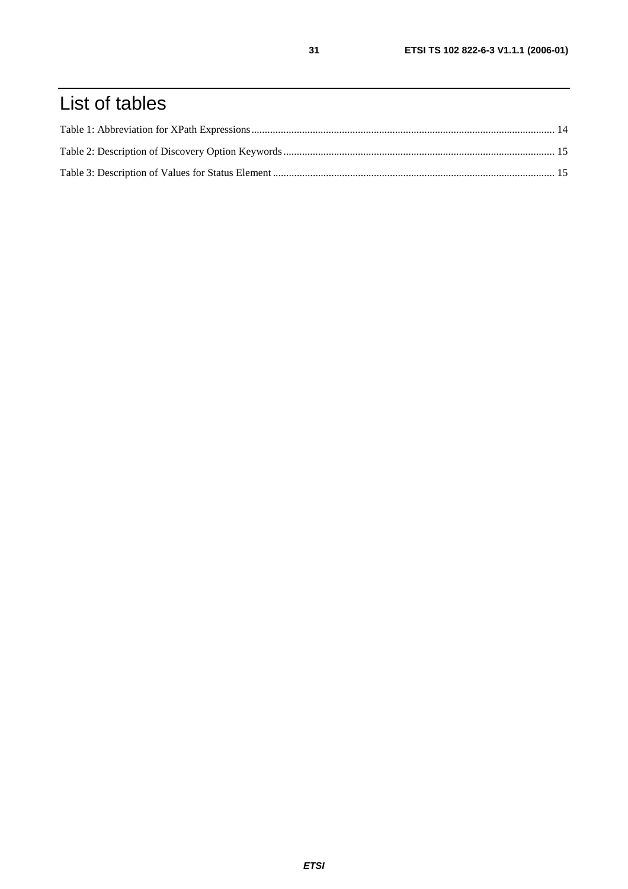# List of tables

Table 1: Abbreviation for XPath Expressions ........................................................................................................ 14

Table 2: Description of Discovery Option Keywords ............................................................................................ 15

Table 3: Description of Values for Status Element ............................................................................................... 15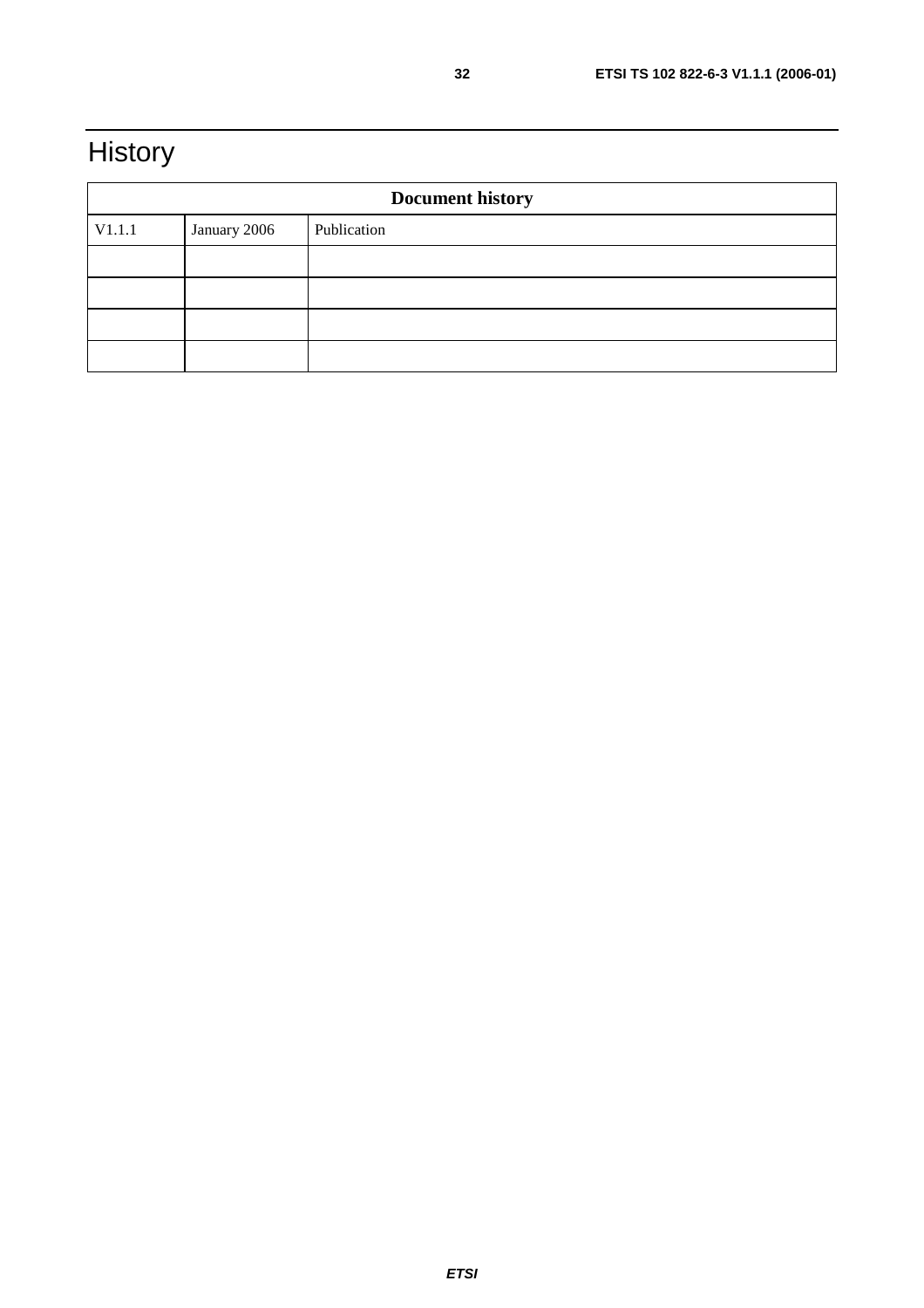# History

| Document history | | |
|---|---|---|
| V1.1.1 | January 2006 | Publication |
| | | |
| | | |
| | | |
| | | |